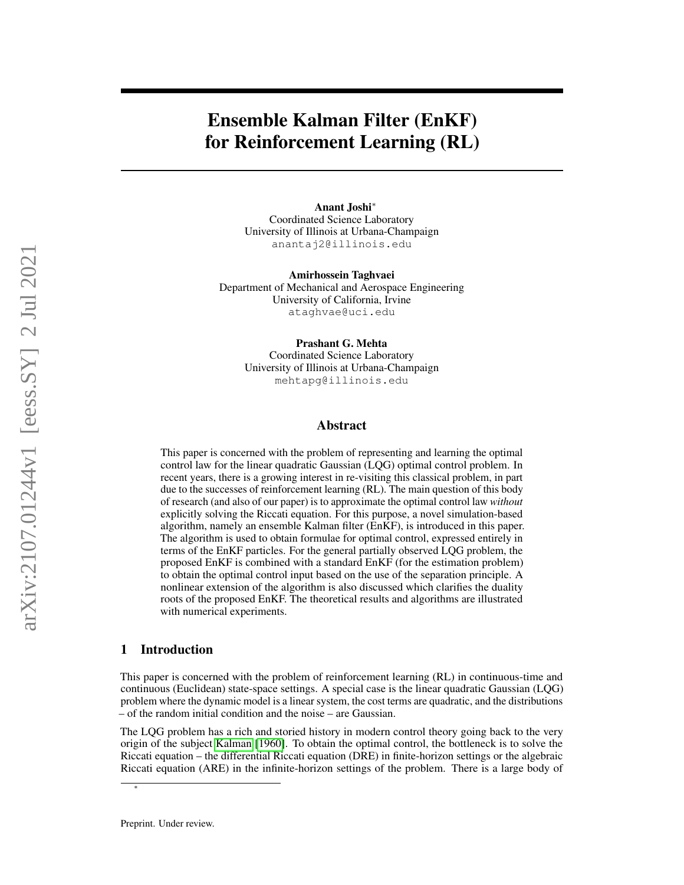# Ensemble Kalman Filter (EnKF) for Reinforcement Learning (RL)

**Anant Joshi***
Coordinated Science Laboratory
University of Illinois at Urbana-Champaign
anantaj2@illinois.edu

**Amirhossein Taghvaei**
Department of Mechanical and Aerospace Engineering
University of California, Irvine
ataghvae@uci.edu

**Prashant G. Mehta**
Coordinated Science Laboratory
University of Illinois at Urbana-Champaign
mehtapg@illinois.edu

## Abstract

This paper is concerned with the problem of representing and learning the optimal control law for the linear quadratic Gaussian (LQG) optimal control problem. In recent years, there is a growing interest in re-visiting this classical problem, in part due to the successes of reinforcement learning (RL). The main question of this body of research (and also of our paper) is to approximate the optimal control law *without* explicitly solving the Riccati equation. For this purpose, a novel simulation-based algorithm, namely an ensemble Kalman filter (EnKF), is introduced in this paper. The algorithm is used to obtain formulae for optimal control, expressed entirely in terms of the EnKF particles. For the general partially observed LQG problem, the proposed EnKF is combined with a standard EnKF (for the estimation problem) to obtain the optimal control input based on the use of the separation principle. A nonlinear extension of the algorithm is also discussed which clarifies the duality roots of the proposed EnKF. The theoretical results and algorithms are illustrated with numerical experiments.

## 1 Introduction

This paper is concerned with the problem of reinforcement learning (RL) in continuous-time and continuous (Euclidean) state-space settings. A special case is the linear quadratic Gaussian (LQG) problem where the dynamic model is a linear system, the cost terms are quadratic, and the distributions – of the random initial condition and the noise – are Gaussian.

The LQG problem has a rich and storied history in modern control theory going back to the very origin of the subject Kalman [1960]. To obtain the optimal control, the bottleneck is to solve the Riccati equation – the differential Riccati equation (DRE) in finite-horizon settings or the algebraic Riccati equation (ARE) in the infinite-horizon settings of the problem. There is a large body of

*

Preprint. Under review.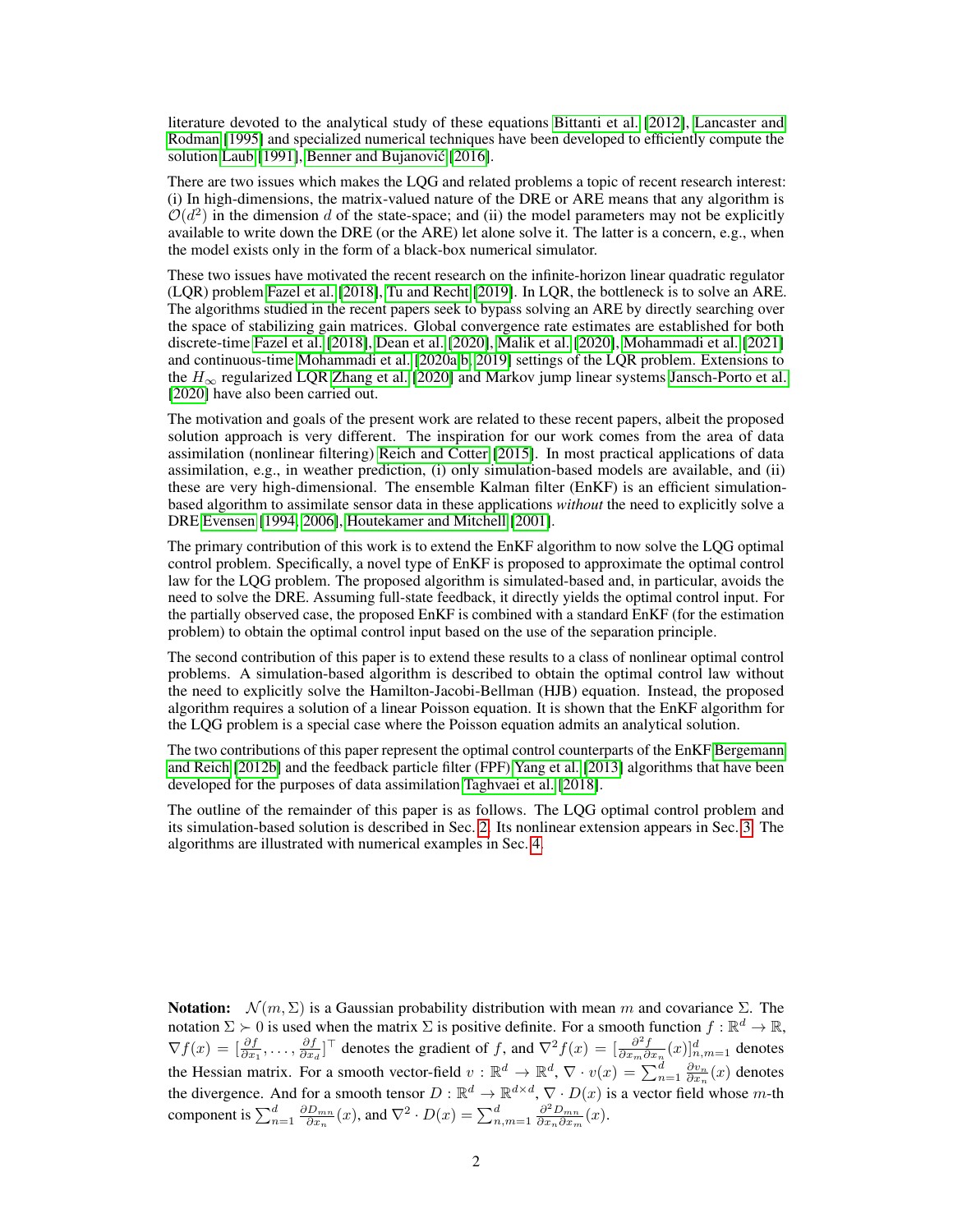literature devoted to the analytical study of these equations Bittanti et al. [2012], Lancaster and Rodman [1995] and specialized numerical techniques have been developed to efficiently compute the solution Laub [1991], Benner and Bujanović [2016].

There are two issues which makes the LQG and related problems a topic of recent research interest: (i) In high-dimensions, the matrix-valued nature of the DRE or ARE means that any algorithm is $\mathcal{O}(d^2)$ in the dimension $d$ of the state-space; and (ii) the model parameters may not be explicitly available to write down the DRE (or the ARE) let alone solve it. The latter is a concern, e.g., when the model exists only in the form of a black-box numerical simulator.

These two issues have motivated the recent research on the infinite-horizon linear quadratic regulator (LQR) problem Fazel et al. [2018], Tu and Recht [2019]. In LQR, the bottleneck is to solve an ARE. The algorithms studied in the recent papers seek to bypass solving an ARE by directly searching over the space of stabilizing gain matrices. Global convergence rate estimates are established for both discrete-time Fazel et al. [2018], Dean et al. [2020], Malik et al. [2020], Mohammadi et al. [2021] and continuous-time Mohammadi et al. [2020a,b, 2019] settings of the LQR problem. Extensions to the $H_\infty$ regularized LQR Zhang et al. [2020] and Markov jump linear systems Jansch-Porto et al. [2020] have also been carried out.

The motivation and goals of the present work are related to these recent papers, albeit the proposed solution approach is very different. The inspiration for our work comes from the area of data assimilation (nonlinear filtering) Reich and Cotter [2015]. In most practical applications of data assimilation, e.g., in weather prediction, (i) only simulation-based models are available, and (ii) these are very high-dimensional. The ensemble Kalman filter (EnKF) is an efficient simulation-based algorithm to assimilate sensor data in these applications *without* the need to explicitly solve a DRE Evensen [1994, 2006], Houtekamer and Mitchell [2001].

The primary contribution of this work is to extend the EnKF algorithm to now solve the LQG optimal control problem. Specifically, a novel type of EnKF is proposed to approximate the optimal control law for the LQG problem. The proposed algorithm is simulated-based and, in particular, avoids the need to solve the DRE. Assuming full-state feedback, it directly yields the optimal control input. For the partially observed case, the proposed EnKF is combined with a standard EnKF (for the estimation problem) to obtain the optimal control input based on the use of the separation principle.

The second contribution of this paper is to extend these results to a class of nonlinear optimal control problems. A simulation-based algorithm is described to obtain the optimal control law without the need to explicitly solve the Hamilton-Jacobi-Bellman (HJB) equation. Instead, the proposed algorithm requires a solution of a linear Poisson equation. It is shown that the EnKF algorithm for the LQG problem is a special case where the Poisson equation admits an analytical solution.

The two contributions of this paper represent the optimal control counterparts of the EnKF Bergemann and Reich [2012b] and the feedback particle filter (FPF) Yang et al. [2013] algorithms that have been developed for the purposes of data assimilation Taghvaei et al. [2018].

The outline of the remainder of this paper is as follows. The LQG optimal control problem and its simulation-based solution is described in Sec. 2. Its nonlinear extension appears in Sec. 3. The algorithms are illustrated with numerical examples in Sec. 4.

**Notation:** $\mathcal{N}(m, \Sigma)$ is a Gaussian probability distribution with mean $m$ and covariance $\Sigma$. The notation $\Sigma \succ 0$ is used when the matrix $\Sigma$ is positive definite. For a smooth function $f : \mathbb{R}^d \to \mathbb{R}$, $\nabla f(x) = [\frac{\partial f}{\partial x_1}, \ldots, \frac{\partial f}{\partial x_d}]^\top$ denotes the gradient of $f$, and $\nabla^2 f(x) = [\frac{\partial^2 f}{\partial x_m \partial x_n}(x)]_{n,m=1}^d$ denotes the Hessian matrix. For a smooth vector-field $v : \mathbb{R}^d \to \mathbb{R}^d$, $\nabla \cdot v(x) = \sum_{n=1}^d \frac{\partial v_n}{\partial x_n}(x)$ denotes the divergence. And for a smooth tensor $D : \mathbb{R}^d \to \mathbb{R}^{d \times d}$, $\nabla \cdot D(x)$ is a vector field whose $m$-th component is $\sum_{n=1}^d \frac{\partial D_{mn}}{\partial x_n}(x)$, and $\nabla^2 \cdot D(x) = \sum_{n,m=1}^d \frac{\partial^2 D_{mn}}{\partial x_n \partial x_m}(x)$.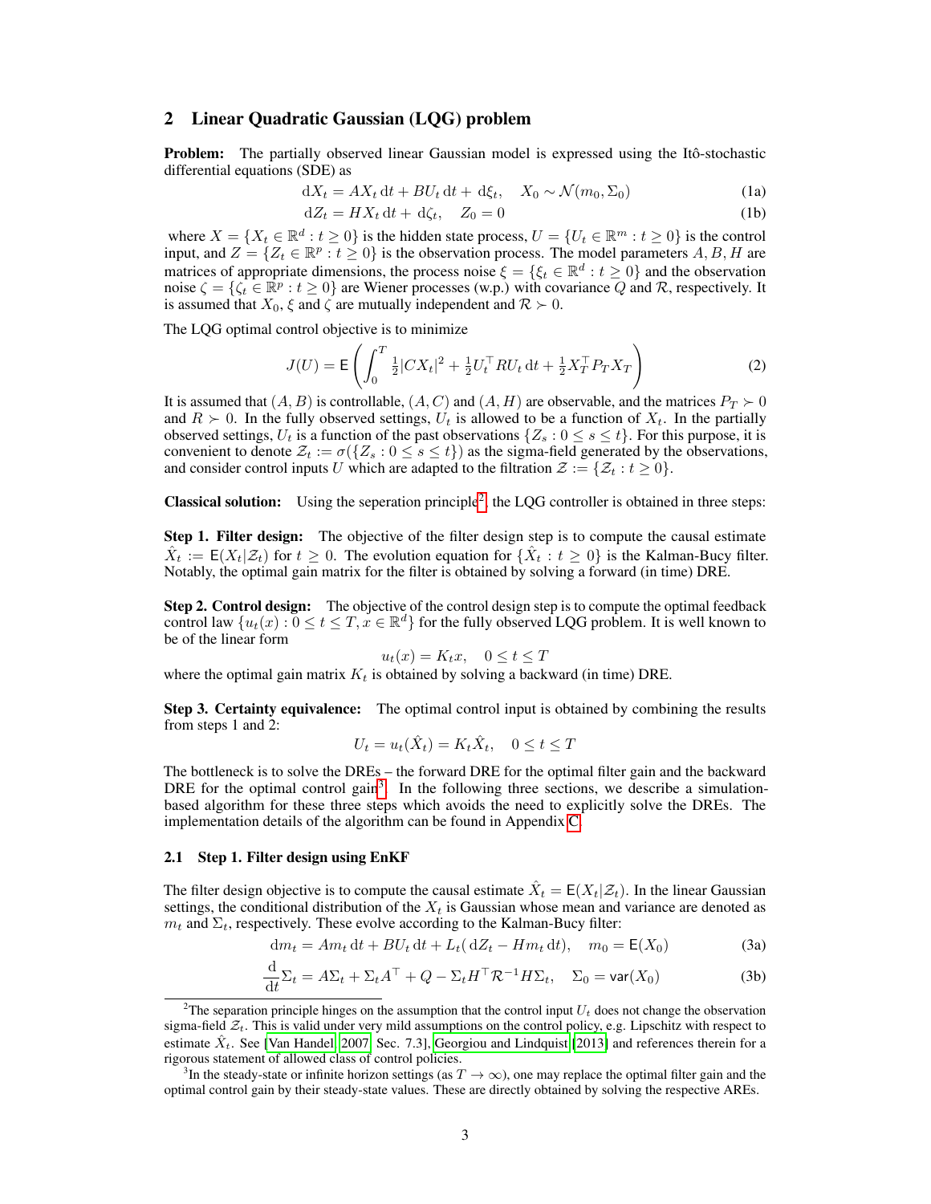## 2 Linear Quadratic Gaussian (LQG) problem

**Problem:** The partially observed linear Gaussian model is expressed using the Itô-stochastic differential equations (SDE) as

$$\mathrm{d}X_t = AX_t\,\mathrm{d}t + BU_t\,\mathrm{d}t + \mathrm{d}\xi_t, \quad X_0 \sim \mathcal{N}(m_0, \Sigma_0) \tag{1a}$$

$$\mathrm{d}Z_t = HX_t\,\mathrm{d}t + \mathrm{d}\zeta_t, \quad Z_0 = 0 \tag{1b}$$

where $X = \{X_t \in \mathbb{R}^d : t \geq 0\}$ is the hidden state process, $U = \{U_t \in \mathbb{R}^m : t \geq 0\}$ is the control input, and $Z = \{Z_t \in \mathbb{R}^p : t \geq 0\}$ is the observation process. The model parameters $A, B, H$ are matrices of appropriate dimensions, the process noise $\xi = \{\xi_t \in \mathbb{R}^d : t \geq 0\}$ and the observation noise $\zeta = \{\zeta_t \in \mathbb{R}^p : t \geq 0\}$ are Wiener processes (w.p.) with covariance $Q$ and $\mathcal{R}$, respectively. It is assumed that $X_0$, $\xi$ and $\zeta$ are mutually independent and $\mathcal{R} \succ 0$.

The LQG optimal control objective is to minimize

$$J(U) = \mathsf{E}\left(\int_0^T \tfrac{1}{2}|CX_t|^2 + \tfrac{1}{2}U_t^\top RU_t\,\mathrm{d}t + \tfrac{1}{2}X_T^\top P_T X_T\right) \tag{2}$$

It is assumed that $(A, B)$ is controllable, $(A, C)$ and $(A, H)$ are observable, and the matrices $P_T \succ 0$ and $R \succ 0$. In the fully observed settings, $U_t$ is allowed to be a function of $X_t$. In the partially observed settings, $U_t$ is a function of the past observations $\{Z_s : 0 \leq s \leq t\}$. For this purpose, it is convenient to denote $\mathcal{Z}_t := \sigma(\{Z_s : 0 \leq s \leq t\})$ as the sigma-field generated by the observations, and consider control inputs $U$ which are adapted to the filtration $\mathcal{Z} := \{\mathcal{Z}_t : t \geq 0\}$.

**Classical solution:** Using the seperation principle[2], the LQG controller is obtained in three steps:

**Step 1. Filter design:** The objective of the filter design step is to compute the causal estimate $\hat{X}_t := \mathsf{E}(X_t|\mathcal{Z}_t)$ for $t \geq 0$. The evolution equation for $\{\hat{X}_t : t \geq 0\}$ is the Kalman-Bucy filter. Notably, the optimal gain matrix for the filter is obtained by solving a forward (in time) DRE.

**Step 2. Control design:** The objective of the control design step is to compute the optimal feedback control law $\{u_t(x) : 0 \leq t \leq T, x \in \mathbb{R}^d\}$ for the fully observed LQG problem. It is well known to be of the linear form

$$u_t(x) = K_t x, \quad 0 \leq t \leq T$$

where the optimal gain matrix $K_t$ is obtained by solving a backward (in time) DRE.

**Step 3. Certainty equivalence:** The optimal control input is obtained by combining the results from steps 1 and 2:

$$U_t = u_t(\hat{X}_t) = K_t\hat{X}_t, \quad 0 \leq t \leq T$$

The bottleneck is to solve the DREs – the forward DRE for the optimal filter gain and the backward DRE for the optimal control gain[3]. In the following three sections, we describe a simulation-based algorithm for these three steps which avoids the need to explicitly solve the DREs. The implementation details of the algorithm can be found in Appendix C.

### 2.1 Step 1. Filter design using EnKF

The filter design objective is to compute the causal estimate $\hat{X}_t = \mathsf{E}(X_t|\mathcal{Z}_t)$. In the linear Gaussian settings, the conditional distribution of the $X_t$ is Gaussian whose mean and variance are denoted as $m_t$ and $\Sigma_t$, respectively. These evolve according to the Kalman-Bucy filter:

$$\mathrm{d}m_t = Am_t\,\mathrm{d}t + BU_t\,\mathrm{d}t + L_t(\,\mathrm{d}Z_t - Hm_t\,\mathrm{d}t), \quad m_0 = \mathsf{E}(X_0) \tag{3a}$$

$$\frac{\mathrm{d}}{\mathrm{d}t}\Sigma_t = A\Sigma_t + \Sigma_t A^\top + Q - \Sigma_t H^\top \mathcal{R}^{-1} H\Sigma_t, \quad \Sigma_0 = \mathsf{var}(X_0) \tag{3b}$$

---

[2] The separation principle hinges on the assumption that the control input $U_t$ does not change the observation sigma-field $\mathcal{Z}_t$. This is valid under very mild assumptions on the control policy, e.g. Lipschitz with respect to estimate $\hat{X}_t$. See [Van Handel, 2007, Sec. 7.3], Georgiou and Lindquist [2013] and references therein for a rigorous statement of allowed class of control policies.

[3] In the steady-state or infinite horizon settings (as $T \to \infty$), one may replace the optimal filter gain and the optimal control gain by their steady-state values. These are directly obtained by solving the respective AREs.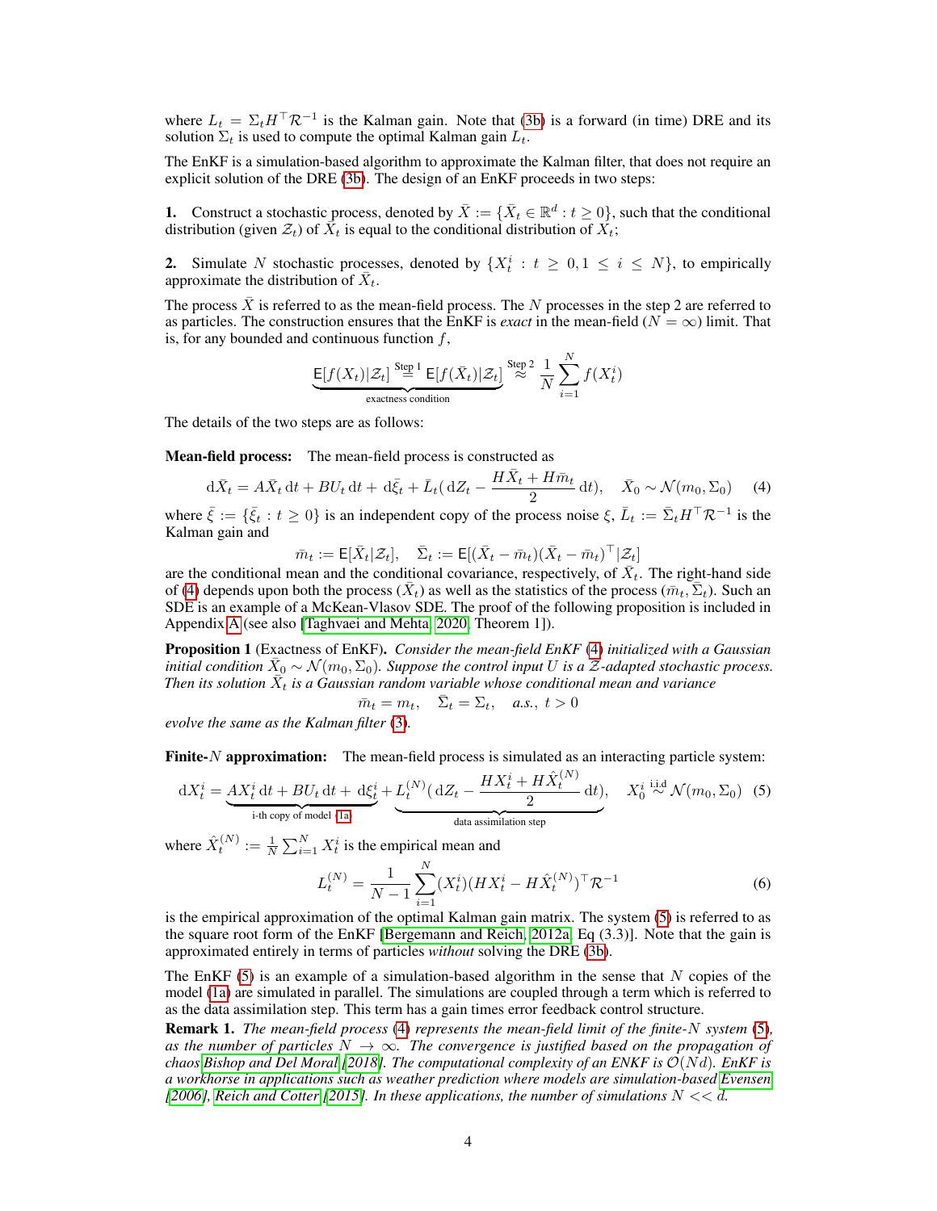where $L_t = \Sigma_t H^\top \mathcal{R}^{-1}$ is the Kalman gain. Note that (3b) is a forward (in time) DRE and its solution $\Sigma_t$ is used to compute the optimal Kalman gain $L_t$.

The EnKF is a simulation-based algorithm to approximate the Kalman filter, that does not require an explicit solution of the DRE (3b). The design of an EnKF proceeds in two steps:

**1.** Construct a stochastic process, denoted by $\bar{X} := \{\bar{X}_t \in \mathbb{R}^d : t \geq 0\}$, such that the conditional distribution (given $\mathcal{Z}_t$) of $\bar{X}_t$ is equal to the conditional distribution of $X_t$;

**2.** Simulate $N$ stochastic processes, denoted by $\{X_t^i : t \geq 0, 1 \leq i \leq N\}$, to empirically approximate the distribution of $\bar{X}_t$.

The process $\bar{X}$ is referred to as the mean-field process. The $N$ processes in the step 2 are referred to as particles. The construction ensures that the EnKF is *exact* in the mean-field ($N = \infty$) limit. That is, for any bounded and continuous function $f$,

$$\underbrace{\mathsf{E}[f(X_t)|\mathcal{Z}_t] \overset{\text{Step 1}}{=} \mathsf{E}[f(\bar{X}_t)|\mathcal{Z}_t]}_{\text{exactness condition}} \overset{\text{Step 2}}{\approx} \frac{1}{N}\sum_{i=1}^{N} f(X_t^i)$$

The details of the two steps are as follows:

**Mean-field process:** The mean-field process is constructed as

$$\mathrm{d}\bar{X}_t = A\bar{X}_t\,\mathrm{d}t + BU_t\,\mathrm{d}t + \mathrm{d}\bar{\xi}_t + \bar{L}_t(\,\mathrm{d}Z_t - \frac{H\bar{X}_t + H\bar{m}_t}{2}\,\mathrm{d}t), \quad \bar{X}_0 \sim \mathcal{N}(m_0, \Sigma_0) \tag{4}$$

where $\bar{\xi} := \{\bar{\xi}_t : t \geq 0\}$ is an independent copy of the process noise $\xi$, $\bar{L}_t := \bar{\Sigma}_t H^\top \mathcal{R}^{-1}$ is the Kalman gain and

$$\bar{m}_t := \mathsf{E}[\bar{X}_t|\mathcal{Z}_t], \quad \bar{\Sigma}_t := \mathsf{E}[(\bar{X}_t - \bar{m}_t)(\bar{X}_t - \bar{m}_t)^\top|\mathcal{Z}_t]$$

are the conditional mean and the conditional covariance, respectively, of $\bar{X}_t$. The right-hand side of (4) depends upon both the process $(\bar{X}_t)$ as well as the statistics of the process $(\bar{m}_t, \bar{\Sigma}_t)$. Such an SDE is an example of a McKean-Vlasov SDE. The proof of the following proposition is included in Appendix A (see also [Taghvaei and Mehta, 2020, Theorem 1]).

**Proposition 1** (Exactness of EnKF). *Consider the mean-field EnKF (4) initialized with a Gaussian initial condition $\bar{X}_0 \sim \mathcal{N}(m_0, \Sigma_0)$. Suppose the control input $U$ is a $\mathcal{Z}$-adapted stochastic process. Then its solution $\bar{X}_t$ is a Gaussian random variable whose conditional mean and variance*

$$\bar{m}_t = m_t, \quad \bar{\Sigma}_t = \Sigma_t, \quad a.s., \ t > 0$$

*evolve the same as the Kalman filter (3).*

**Finite-$N$ approximation:** The mean-field process is simulated as an interacting particle system:

$$\mathrm{d}X_t^i = \underbrace{AX_t^i\,\mathrm{d}t + BU_t\,\mathrm{d}t + \mathrm{d}\xi_t^i}_{\text{i-th copy of model (1a)}} + \underbrace{L_t^{(N)}(\,\mathrm{d}Z_t - \frac{HX_t^i + H\hat{X}_t^{(N)}}{2}\,\mathrm{d}t)}_{\text{data assimilation step}}, \quad X_0^i \overset{\text{i.i.d}}{\sim} \mathcal{N}(m_0, \Sigma_0) \tag{5}$$

where $\hat{X}_t^{(N)} := \frac{1}{N}\sum_{i=1}^{N} X_t^i$ is the empirical mean and

$$L_t^{(N)} = \frac{1}{N-1}\sum_{i=1}^{N}(X_t^i)(HX_t^i - H\hat{X}_t^{(N)})^\top \mathcal{R}^{-1} \tag{6}$$

is the empirical approximation of the optimal Kalman gain matrix. The system (5) is referred to as the square root form of the EnKF [Bergemann and Reich, 2012a, Eq (3.3)]. Note that the gain is approximated entirely in terms of particles *without* solving the DRE (3b).

The EnKF (5) is an example of a simulation-based algorithm in the sense that $N$ copies of the model (1a) are simulated in parallel. The simulations are coupled through a term which is referred to as the data assimilation step. This term has a gain times error feedback control structure.

**Remark 1.** *The mean-field process (4) represents the mean-field limit of the finite-$N$ system (5), as the number of particles $N \to \infty$. The convergence is justified based on the propagation of chaos Bishop and Del Moral [2018]. The computational complexity of an ENKF is $\mathcal{O}(Nd)$. EnKF is a workhorse in applications such as weather prediction where models are simulation-based Evensen [2006], Reich and Cotter [2015]. In these applications, the number of simulations $N << d$.*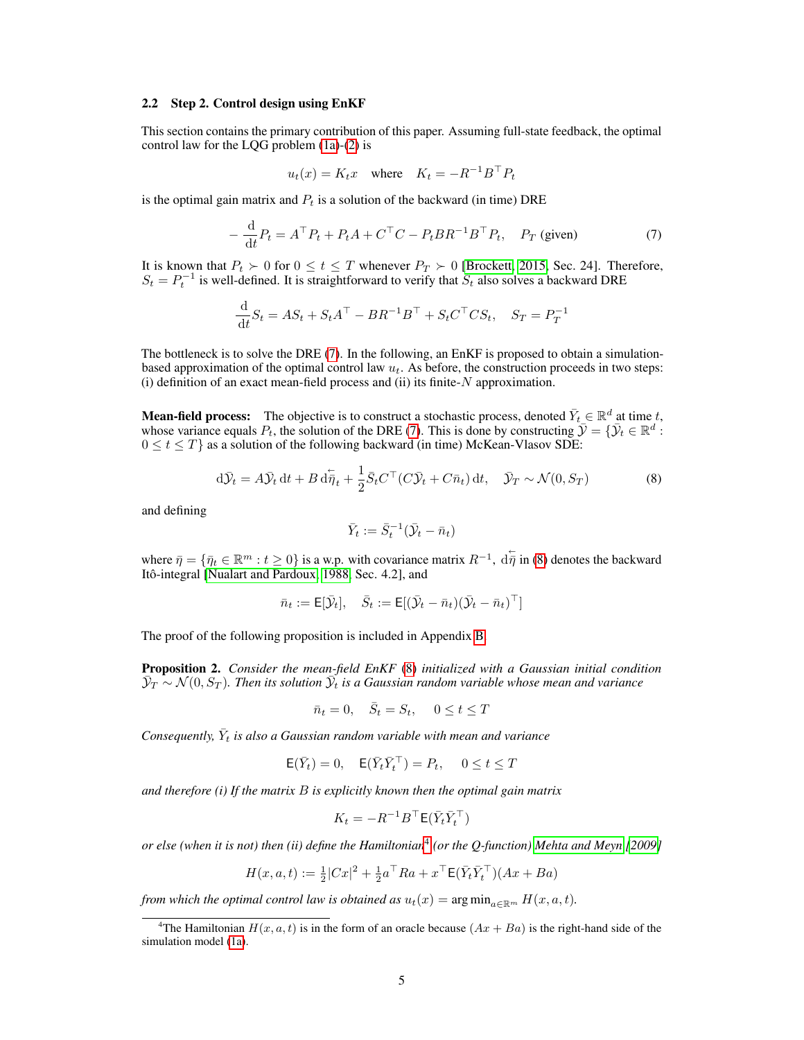### 2.2 Step 2. Control design using EnKF

This section contains the primary contribution of this paper. Assuming full-state feedback, the optimal control law for the LQG problem (1a)-(2) is

$$u_t(x) = K_t x \quad \text{where} \quad K_t = -R^{-1}B^\top P_t$$

is the optimal gain matrix and $P_t$ is a solution of the backward (in time) DRE

$$-\frac{\mathrm{d}}{\mathrm{d}t}P_t = A^\top P_t + P_t A + C^\top C - P_t B R^{-1} B^\top P_t, \quad P_T \text{ (given)} \tag{7}$$

It is known that $P_t \succ 0$ for $0 \leq t \leq T$ whenever $P_T \succ 0$ [Brockett, 2015, Sec. 24]. Therefore, $S_t = P_t^{-1}$ is well-defined. It is straightforward to verify that $S_t$ also solves a backward DRE

$$\frac{\mathrm{d}}{\mathrm{d}t}S_t = AS_t + S_t A^\top - BR^{-1}B^\top + S_t C^\top C S_t, \quad S_T = P_T^{-1}$$

The bottleneck is to solve the DRE (7). In the following, an EnKF is proposed to obtain a simulation-based approximation of the optimal control law $u_t$. As before, the construction proceeds in two steps: (i) definition of an exact mean-field process and (ii) its finite-$N$ approximation.

**Mean-field process:** The objective is to construct a stochastic process, denoted $\bar{Y}_t \in \mathbb{R}^d$ at time $t$, whose variance equals $P_t$, the solution of the DRE (7). This is done by constructing $\bar{\mathcal{Y}} = \{\bar{\mathcal{Y}}_t \in \mathbb{R}^d : 0 \leq t \leq T\}$ as a solution of the following backward (in time) McKean-Vlasov SDE:

$$\mathrm{d}\bar{\mathcal{Y}}_t = A\bar{\mathcal{Y}}_t \,\mathrm{d}t + B \,\overleftarrow{\mathrm{d}\bar{\eta}}_t + \frac{1}{2}\bar{S}_t C^\top (C\bar{\mathcal{Y}}_t + C\bar{n}_t)\,\mathrm{d}t, \quad \bar{\mathcal{Y}}_T \sim \mathcal{N}(0, S_T) \tag{8}$$

and defining

$$\bar{Y}_t := \bar{S}_t^{-1}(\bar{\mathcal{Y}}_t - \bar{n}_t)$$

where $\bar{\eta} = \{\bar{\eta}_t \in \mathbb{R}^m : t \geq 0\}$ is a w.p. with covariance matrix $R^{-1}$, $\overleftarrow{\mathrm{d}\bar{\eta}}$ in (8) denotes the backward Itô-integral [Nualart and Pardoux, 1988, Sec. 4.2], and

$$\bar{n}_t := \mathsf{E}[\bar{\mathcal{Y}}_t], \quad \bar{S}_t := \mathsf{E}[(\bar{\mathcal{Y}}_t - \bar{n}_t)(\bar{\mathcal{Y}}_t - \bar{n}_t)^\top]$$

The proof of the following proposition is included in Appendix B.

**Proposition 2.** *Consider the mean-field EnKF (8) initialized with a Gaussian initial condition $\bar{\mathcal{Y}}_T \sim \mathcal{N}(0, S_T)$. Then its solution $\bar{\mathcal{Y}}_t$ is a Gaussian random variable whose mean and variance*

$$\bar{n}_t = 0, \quad \bar{S}_t = S_t, \quad 0 \leq t \leq T$$

*Consequently, $\bar{Y}_t$ is also a Gaussian random variable with mean and variance*

$$\mathsf{E}(\bar{Y}_t) = 0, \quad \mathsf{E}(\bar{Y}_t \bar{Y}_t^\top) = P_t, \quad 0 \leq t \leq T$$

*and therefore (i) If the matrix $B$ is explicitly known then the optimal gain matrix*

$$K_t = -R^{-1}B^\top \mathsf{E}(\bar{Y}_t \bar{Y}_t^\top)$$

*or else (when it is not) then (ii) define the Hamiltonian*[4] *(or the Q-function) Mehta and Meyn [2009]*

$$H(x, a, t) := \tfrac{1}{2}|Cx|^2 + \tfrac{1}{2}a^\top R a + x^\top \mathsf{E}(\bar{Y}_t \bar{Y}_t^\top)(Ax + Ba)$$

*from which the optimal control law is obtained as $u_t(x) = \arg\min_{a \in \mathbb{R}^m} H(x, a, t)$.*

[4] The Hamiltonian $H(x, a, t)$ is in the form of an oracle because $(Ax + Ba)$ is the right-hand side of the simulation model (1a).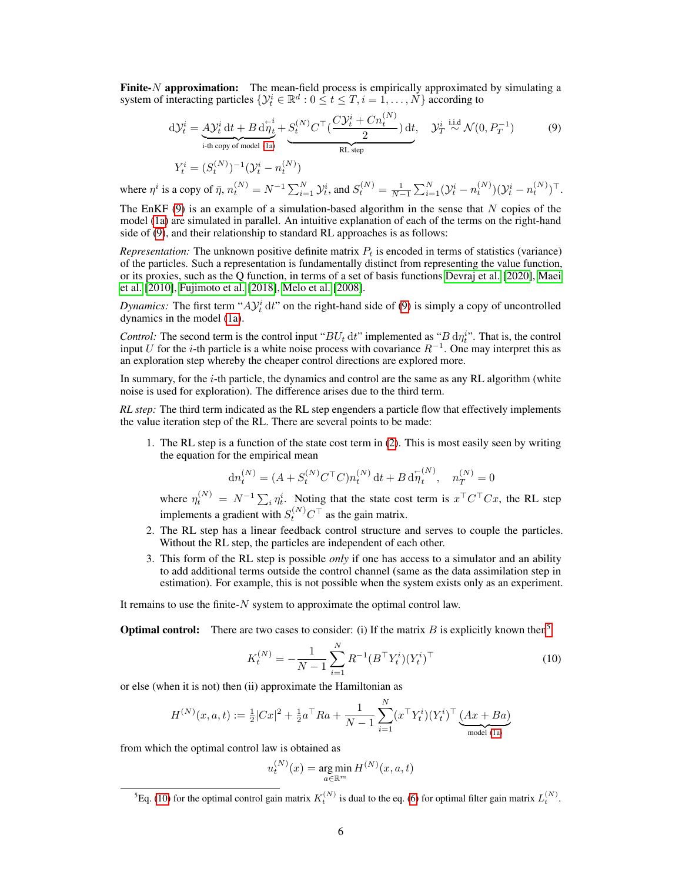**Finite-$N$ approximation:** The mean-field process is empirically approximated by simulating a system of interacting particles $\{\mathcal{Y}_t^i \in \mathbb{R}^d : 0 \le t \le T, i = 1, \ldots, N\}$ according to

$$\mathrm{d}\mathcal{Y}_t^i = \underbrace{A\mathcal{Y}_t^i \,\mathrm{d}t + B\,\mathrm{d}\overleftarrow{\eta}_t^i}_{\text{i-th copy of model (1a)}} + \underbrace{S_t^{(N)} C^\top \big(\frac{C\mathcal{Y}_t^i + Cn_t^{(N)}}{2}\big)\,\mathrm{d}t}_{\text{RL step}}, \quad \mathcal{Y}_T^i \overset{\text{i.i.d}}{\sim} \mathcal{N}(0, P_T^{-1}) \tag{9}$$

$$Y_t^i = (S_t^{(N)})^{-1}(\mathcal{Y}_t^i - n_t^{(N)})$$

where $\eta^i$ is a copy of $\bar{\eta}$, $n_t^{(N)} = N^{-1}\sum_{i=1}^N \mathcal{Y}_t^i$, and $S_t^{(N)} = \frac{1}{N-1}\sum_{i=1}^N (\mathcal{Y}_t^i - n_t^{(N)})(\mathcal{Y}_t^i - n_t^{(N)})^\top$.

The EnKF (9) is an example of a simulation-based algorithm in the sense that $N$ copies of the model (1a) are simulated in parallel. An intuitive explanation of each of the terms on the right-hand side of (9), and their relationship to standard RL approaches is as follows:

*Representation:* The unknown positive definite matrix $P_t$ is encoded in terms of statistics (variance) of the particles. Such a representation is fundamentally distinct from representing the value function, or its proxies, such as the Q function, in terms of a set of basis functions Devraj et al. [2020], Maei et al. [2010], Fujimoto et al. [2018], Melo et al. [2008].

*Dynamics:* The first term "$A\mathcal{Y}_t^i \,\mathrm{d}t$" on the right-hand side of (9) is simply a copy of uncontrolled dynamics in the model (1a).

*Control:* The second term is the control input "$BU_t \,\mathrm{d}t$" implemented as "$B\,\mathrm{d}\eta_t^i$". That is, the control input $U$ for the $i$-th particle is a white noise process with covariance $R^{-1}$. One may interpret this as an exploration step whereby the cheaper control directions are explored more.

In summary, for the $i$-th particle, the dynamics and control are the same as any RL algorithm (white noise is used for exploration). The difference arises due to the third term.

*RL step:* The third term indicated as the RL step engenders a particle flow that effectively implements the value iteration step of the RL. There are several points to be made:

1. The RL step is a function of the state cost term in (2). This is most easily seen by writing the equation for the empirical mean

$$\mathrm{d}n_t^{(N)} = (A + S_t^{(N)} C^\top C) n_t^{(N)} \,\mathrm{d}t + B\,\mathrm{d}\overleftarrow{\eta}_t^{(N)}, \quad n_T^{(N)} = 0$$

   where $\eta_t^{(N)} = N^{-1}\sum_i \eta_t^i$. Noting that the state cost term is $x^\top C^\top C x$, the RL step implements a gradient with $S_t^{(N)} C^\top$ as the gain matrix.
2. The RL step has a linear feedback control structure and serves to couple the particles. Without the RL step, the particles are independent of each other.
3. This form of the RL step is possible *only* if one has access to a simulator and an ability to add additional terms outside the control channel (same as the data assimilation step in estimation). For example, this is not possible when the system exists only as an experiment.

It remains to use the finite-$N$ system to approximate the optimal control law.

**Optimal control:** There are two cases to consider: (i) If the matrix $B$ is explicitly known then[5]

$$K_t^{(N)} = -\frac{1}{N-1}\sum_{i=1}^N R^{-1}(B^\top Y_t^i)(Y_t^i)^\top \tag{10}$$

or else (when it is not) then (ii) approximate the Hamiltonian as

$$H^{(N)}(x, a, t) := \tfrac{1}{2}|Cx|^2 + \tfrac{1}{2}a^\top R a + \frac{1}{N-1}\sum_{i=1}^N (x^\top Y_t^i)(Y_t^i)^\top \underbrace{(Ax + Ba)}_{\text{model (1a)}}$$

from which the optimal control law is obtained as

$$u_t^{(N)}(x) = \underset{a \in \mathbb{R}^m}{\arg\min}\, H^{(N)}(x, a, t)$$

[5] Eq. (10) for the optimal control gain matrix $K_t^{(N)}$ is dual to the eq. (6) for optimal filter gain matrix $L_t^{(N)}$.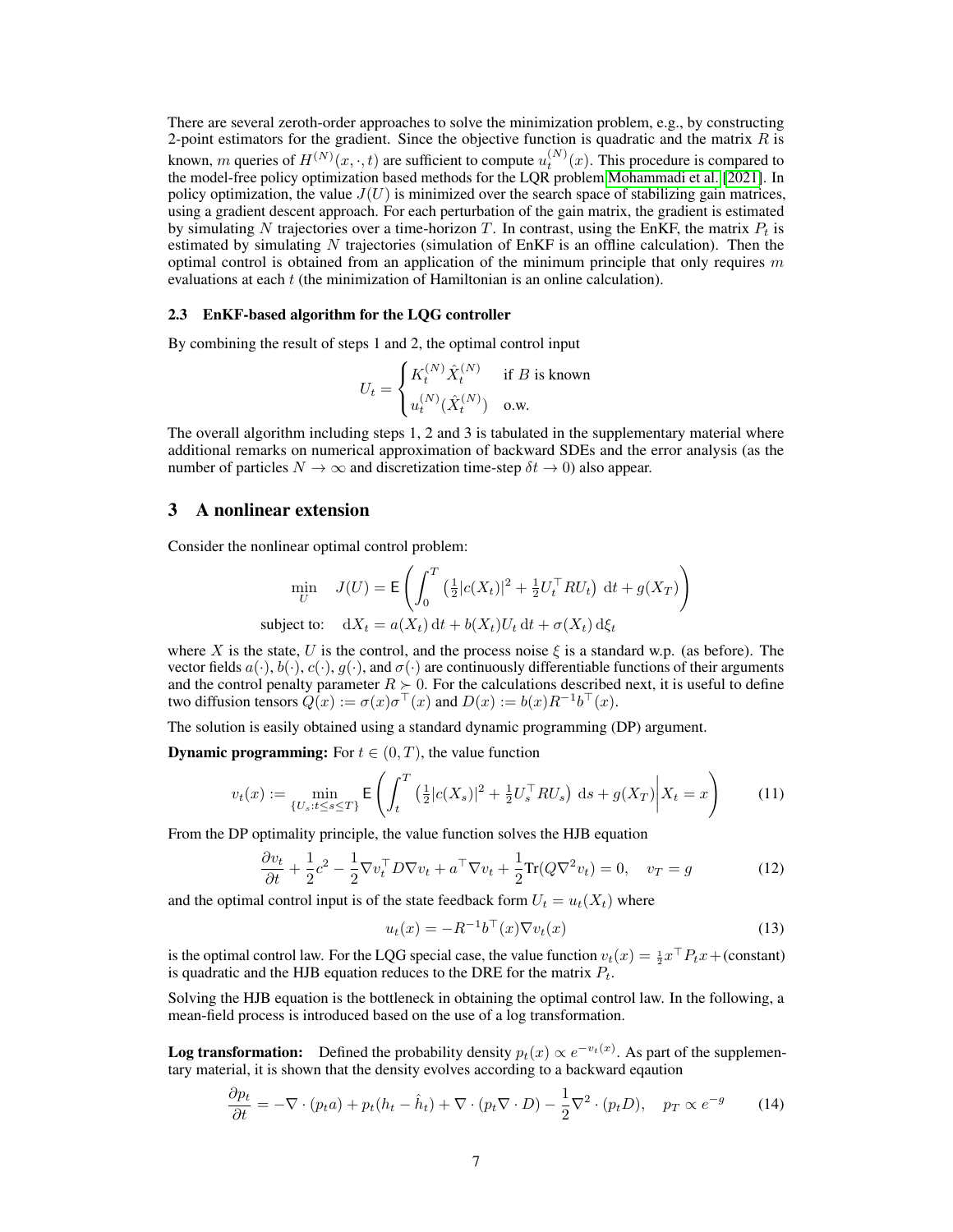There are several zeroth-order approaches to solve the minimization problem, e.g., by constructing 2-point estimators for the gradient. Since the objective function is quadratic and the matrix $R$ is known, $m$ queries of $H^{(N)}(x,\cdot,t)$ are sufficient to compute $u_t^{(N)}(x)$. This procedure is compared to the model-free policy optimization based methods for the LQR problem [Mohammadi et al., 2021]. In policy optimization, the value $J(U)$ is minimized over the search space of stabilizing gain matrices, using a gradient descent approach. For each perturbation of the gain matrix, the gradient is estimated by simulating $N$ trajectories over a time-horizon $T$. In contrast, using the EnKF, the matrix $P_t$ is estimated by simulating $N$ trajectories (simulation of EnKF is an offline calculation). Then the optimal control is obtained from an application of the minimum principle that only requires $m$ evaluations at each $t$ (the minimization of Hamiltonian is an online calculation).

### 2.3 EnKF-based algorithm for the LQG controller

By combining the result of steps 1 and 2, the optimal control input

$$U_t = \begin{cases} K_t^{(N)} \hat{X}_t^{(N)} & \text{if } B \text{ is known} \\ u_t^{(N)}(\hat{X}_t^{(N)}) & \text{o.w.} \end{cases}$$

The overall algorithm including steps 1, 2 and 3 is tabulated in the supplementary material where additional remarks on numerical approximation of backward SDEs and the error analysis (as the number of particles $N \to \infty$ and discretization time-step $\delta t \to 0$) also appear.

## 3 A nonlinear extension

Consider the nonlinear optimal control problem:

$$\begin{aligned} \min_U \quad & J(U) = \mathsf{E}\left( \int_0^T \left( \tfrac{1}{2}|c(X_t)|^2 + \tfrac{1}{2} U_t^\top R U_t \right) \, \mathrm{d}t + g(X_T) \right) \\ \text{subject to:} \quad & \mathrm{d}X_t = a(X_t)\,\mathrm{d}t + b(X_t) U_t \,\mathrm{d}t + \sigma(X_t)\,\mathrm{d}\xi_t \end{aligned}$$

where $X$ is the state, $U$ is the control, and the process noise $\xi$ is a standard w.p. (as before). The vector fields $a(\cdot)$, $b(\cdot)$, $c(\cdot)$, $g(\cdot)$, and $\sigma(\cdot)$ are continuously differentiable functions of their arguments and the control penalty parameter $R \succ 0$. For the calculations described next, it is useful to define two diffusion tensors $Q(x) := \sigma(x)\sigma^\top(x)$ and $D(x) := b(x) R^{-1} b^\top(x)$.

The solution is easily obtained using a standard dynamic programming (DP) argument.

**Dynamic programming:** For $t \in (0, T)$, the value function

$$v_t(x) := \min_{\{U_s : t \le s \le T\}} \mathsf{E}\left( \int_t^T \left( \tfrac{1}{2}|c(X_s)|^2 + \tfrac{1}{2} U_s^\top R U_s \right) \, \mathrm{d}s + g(X_T) \middle| X_t = x \right) \tag{11}$$

From the DP optimality principle, the value function solves the HJB equation

$$\frac{\partial v_t}{\partial t} + \frac{1}{2} c^2 - \frac{1}{2} \nabla v_t^\top D \nabla v_t + a^\top \nabla v_t + \frac{1}{2} \mathrm{Tr}(Q \nabla^2 v_t) = 0, \quad v_T = g \tag{12}$$

and the optimal control input is of the state feedback form $U_t = u_t(X_t)$ where

$$u_t(x) = -R^{-1} b^\top(x) \nabla v_t(x) \tag{13}$$

is the optimal control law. For the LQG special case, the value function $v_t(x) = \frac{1}{2} x^\top P_t x + (\text{constant})$ is quadratic and the HJB equation reduces to the DRE for the matrix $P_t$.

Solving the HJB equation is the bottleneck in obtaining the optimal control law. In the following, a mean-field process is introduced based on the use of a log transformation.

**Log transformation:** Defined the probability density $p_t(x) \propto e^{-v_t(x)}$. As part of the supplementary material, it is shown that the density evolves according to a backward eqaution

$$\frac{\partial p_t}{\partial t} = -\nabla \cdot (p_t a) + p_t (h_t - \hat{h}_t) + \nabla \cdot (p_t \nabla \cdot D) - \frac{1}{2} \nabla^2 \cdot (p_t D), \quad p_T \propto e^{-g} \tag{14}$$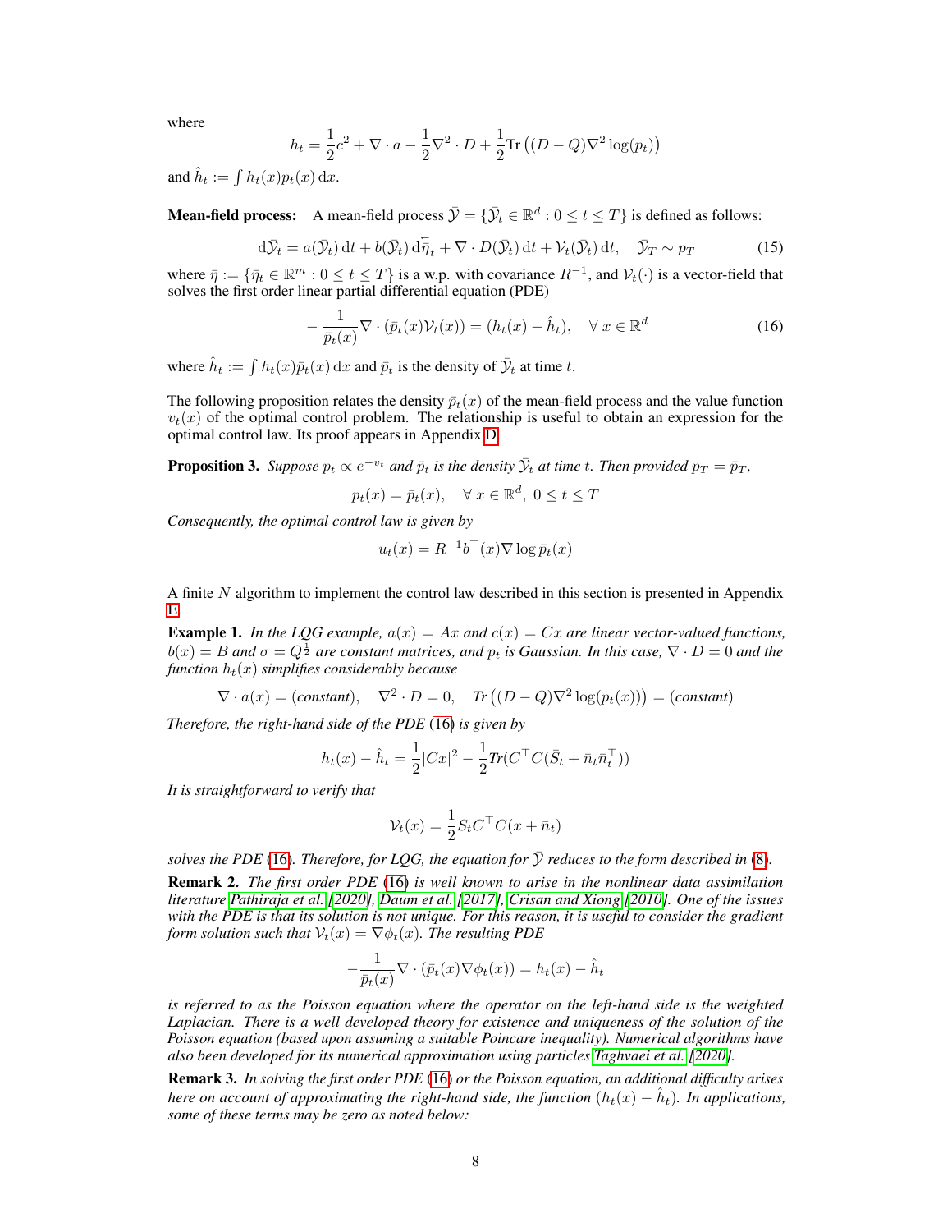where

$$h_t = \frac{1}{2}c^2 + \nabla \cdot a - \frac{1}{2}\nabla^2 \cdot D + \frac{1}{2}\text{Tr}\left((D-Q)\nabla^2 \log(p_t)\right)$$

and $\hat{h}_t := \int h_t(x)p_t(x)\,\mathrm{d}x$.

**Mean-field process:** A mean-field process $\bar{\mathcal{Y}} = \{\bar{\mathcal{Y}}_t \in \mathbb{R}^d : 0 \le t \le T\}$ is defined as follows:

$$\mathrm{d}\bar{\mathcal{Y}}_t = a(\bar{\mathcal{Y}}_t)\,\mathrm{d}t + b(\bar{\mathcal{Y}}_t)\,\mathrm{d}\overleftarrow{\bar{\eta}}_t + \nabla \cdot D(\bar{\mathcal{Y}}_t)\,\mathrm{d}t + \mathcal{V}_t(\bar{\mathcal{Y}}_t)\,\mathrm{d}t, \quad \bar{\mathcal{Y}}_T \sim p_T \tag{15}$$

where $\bar{\eta} := \{\bar{\eta}_t \in \mathbb{R}^m : 0 \le t \le T\}$ is a w.p. with covariance $R^{-1}$, and $\mathcal{V}_t(\cdot)$ is a vector-field that solves the first order linear partial differential equation (PDE)

$$-\frac{1}{\bar{p}_t(x)}\nabla \cdot (\bar{p}_t(x)\mathcal{V}_t(x)) = (h_t(x) - \hat{h}_t), \quad \forall\, x \in \mathbb{R}^d \tag{16}$$

where $\hat{h}_t := \int h_t(x)\bar{p}_t(x)\,\mathrm{d}x$ and $\bar{p}_t$ is the density of $\bar{\mathcal{Y}}_t$ at time $t$.

The following proposition relates the density $\bar{p}_t(x)$ of the mean-field process and the value function $v_t(x)$ of the optimal control problem. The relationship is useful to obtain an expression for the optimal control law. Its proof appears in Appendix D.

**Proposition 3.** *Suppose $p_t \propto e^{-v_t}$ and $\bar{p}_t$ is the density $\bar{\mathcal{Y}}_t$ at time $t$. Then provided $p_T = \bar{p}_T$,*

$$p_t(x) = \bar{p}_t(x), \quad \forall\, x \in \mathbb{R}^d,\ 0 \le t \le T$$

*Consequently, the optimal control law is given by*

$$u_t(x) = R^{-1}b^\top(x)\nabla \log \bar{p}_t(x)$$

A finite $N$ algorithm to implement the control law described in this section is presented in Appendix E.

**Example 1.** *In the LQG example, $a(x) = Ax$ and $c(x) = Cx$ are linear vector-valued functions, $b(x) = B$ and $\sigma = Q^{\frac{1}{2}}$ are constant matrices, and $p_t$ is Gaussian. In this case, $\nabla \cdot D = 0$ and the function $h_t(x)$ simplifies considerably because*

$$\nabla \cdot a(x) = (\textit{constant}), \quad \nabla^2 \cdot D = 0, \quad \text{Tr}\left((D-Q)\nabla^2 \log(p_t(x))\right) = (\textit{constant})$$

*Therefore, the right-hand side of the PDE (16) is given by*

$$h_t(x) - \hat{h}_t = \frac{1}{2}|Cx|^2 - \frac{1}{2}\text{Tr}(C^\top C(\bar{S}_t + \bar{n}_t\bar{n}_t^\top))$$

*It is straightforward to verify that*

$$\mathcal{V}_t(x) = \frac{1}{2}S_tC^\top C(x + \bar{n}_t)$$

*solves the PDE (16). Therefore, for LQG, the equation for $\bar{\mathcal{Y}}$ reduces to the form described in (8).*

**Remark 2.** *The first order PDE (16) is well known to arise in the nonlinear data assimilation literature Pathiraja et al. [2020], Daum et al. [2017], Crisan and Xiong [2010]. One of the issues with the PDE is that its solution is not unique. For this reason, it is useful to consider the gradient form solution such that $\mathcal{V}_t(x) = \nabla\phi_t(x)$. The resulting PDE*

$$-\frac{1}{\bar{p}_t(x)}\nabla \cdot (\bar{p}_t(x)\nabla\phi_t(x)) = h_t(x) - \hat{h}_t$$

*is referred to as the Poisson equation where the operator on the left-hand side is the weighted Laplacian. There is a well developed theory for existence and uniqueness of the solution of the Poisson equation (based upon assuming a suitable Poincare inequality). Numerical algorithms have also been developed for its numerical approximation using particles Taghvaei et al. [2020].*

**Remark 3.** *In solving the first order PDE (16) or the Poisson equation, an additional difficulty arises here on account of approximating the right-hand side, the function $(h_t(x) - \hat{h}_t)$. In applications, some of these terms may be zero as noted below:*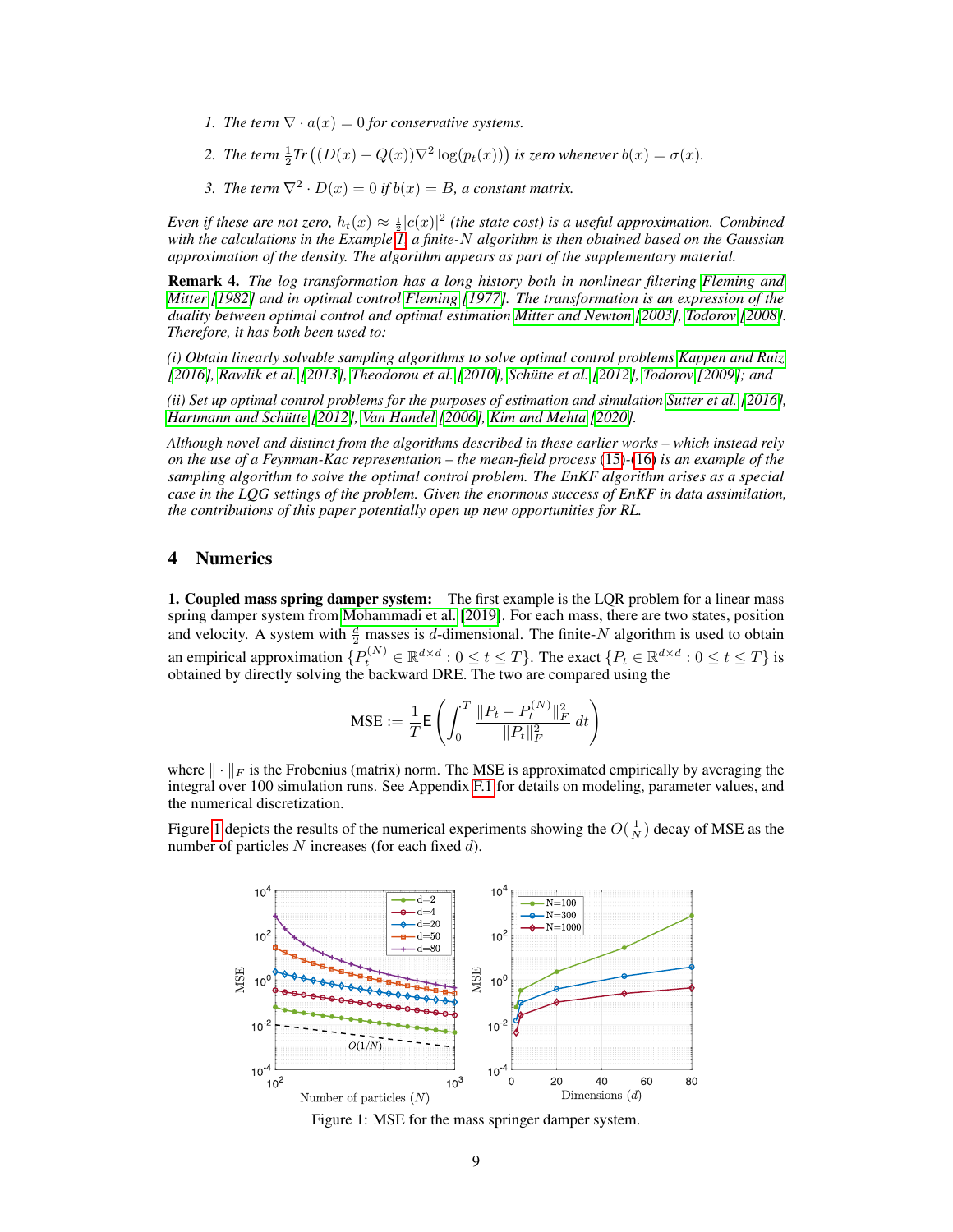1. *The term $\nabla \cdot a(x) = 0$ for conservative systems.*

2. *The term $\frac{1}{2}\text{Tr}\left((D(x) - Q(x))\nabla^2 \log(p_t(x))\right)$ is zero whenever $b(x) = \sigma(x)$.*

3. *The term $\nabla^2 \cdot D(x) = 0$ if $b(x) = B$, a constant matrix.*

*Even if these are not zero, $h_t(x) \approx \frac{1}{2}|c(x)|^2$ (the state cost) is a useful approximation. Combined with the calculations in the Example 1, a finite-$N$ algorithm is then obtained based on the Gaussian approximation of the density. The algorithm appears as part of the supplementary material.*

**Remark 4.** *The log transformation has a long history both in nonlinear filtering Fleming and Mitter [1982] and in optimal control Fleming [1977]. The transformation is an expression of the duality between optimal control and optimal estimation Mitter and Newton [2003], Todorov [2008]. Therefore, it has both been used to:*

*(i) Obtain linearly solvable sampling algorithms to solve optimal control problems Kappen and Ruiz [2016], Rawlik et al. [2013], Theodorou et al. [2010], Schütte et al. [2012], Todorov [2009]; and*

*(ii) Set up optimal control problems for the purposes of estimation and simulation Sutter et al. [2016], Hartmann and Schütte [2012], Van Handel [2006], Kim and Mehta [2020].*

*Although novel and distinct from the algorithms described in these earlier works – which instead rely on the use of a Feynman-Kac representation – the mean-field process (15)-(16) is an example of the sampling algorithm to solve the optimal control problem. The EnKF algorithm arises as a special case in the LQG settings of the problem. Given the enormous success of EnKF in data assimilation, the contributions of this paper potentially open up new opportunities for RL.*

## 4 Numerics

**1. Coupled mass spring damper system:** The first example is the LQR problem for a linear mass spring damper system from Mohammadi et al. [2019]. For each mass, there are two states, position and velocity. A system with $\frac{d}{2}$ masses is $d$-dimensional. The finite-$N$ algorithm is used to obtain an empirical approximation $\{P_t^{(N)} \in \mathbb{R}^{d\times d} : 0 \le t \le T\}$. The exact $\{P_t \in \mathbb{R}^{d\times d} : 0 \le t \le T\}$ is obtained by directly solving the backward DRE. The two are compared using the

$$\text{MSE} := \frac{1}{T}\mathsf{E}\left(\int_0^T \frac{\|P_t - P_t^{(N)}\|_F^2}{\|P_t\|_F^2}\, dt\right)$$

where $\|\cdot\|_F$ is the Frobenius (matrix) norm. The MSE is approximated empirically by averaging the integral over 100 simulation runs. See Appendix F.1 for details on modeling, parameter values, and the numerical discretization.

Figure 1 depicts the results of the numerical experiments showing the $O(\frac{1}{N})$ decay of MSE as the number of particles $N$ increases (for each fixed $d$).

Figure 1: MSE for the mass springer damper system.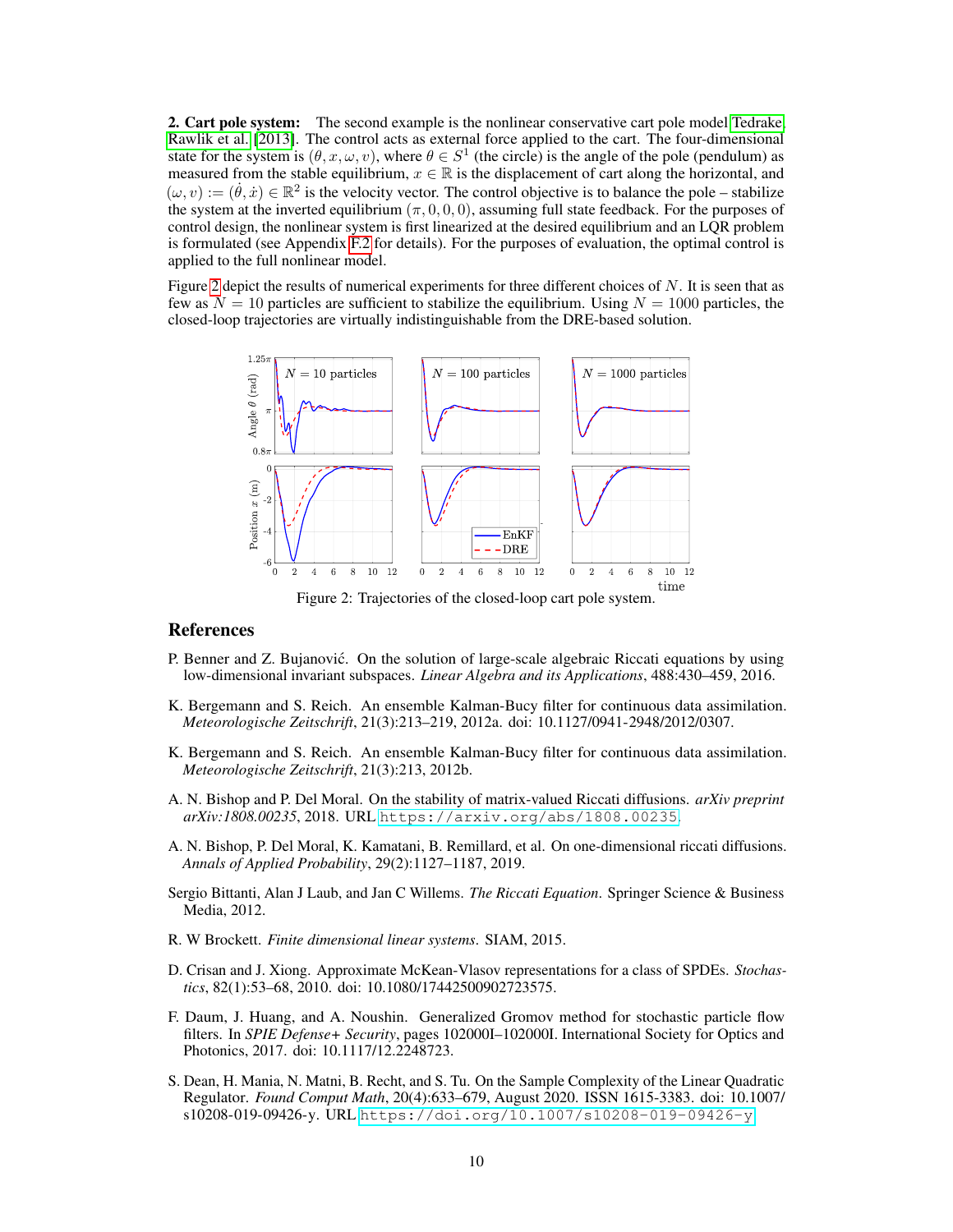**2. Cart pole system:** The second example is the nonlinear conservative cart pole model Tedrake, Rawlik et al. [2013]. The control acts as external force applied to the cart. The four-dimensional state for the system is $(\theta, x, \omega, v)$, where $\theta \in S^1$ (the circle) is the angle of the pole (pendulum) as measured from the stable equilibrium, $x \in \mathbb{R}$ is the displacement of cart along the horizontal, and $(\omega, v) := (\dot{\theta}, \dot{x}) \in \mathbb{R}^2$ is the velocity vector. The control objective is to balance the pole – stabilize the system at the inverted equilibrium $(\pi, 0, 0, 0)$, assuming full state feedback. For the purposes of control design, the nonlinear system is first linearized at the desired equilibrium and an LQR problem is formulated (see Appendix F.2 for details). For the purposes of evaluation, the optimal control is applied to the full nonlinear model.

Figure 2 depict the results of numerical experiments for three different choices of $N$. It is seen that as few as $N = 10$ particles are sufficient to stabilize the equilibrium. Using $N = 1000$ particles, the closed-loop trajectories are virtually indistinguishable from the DRE-based solution.

Figure 2: Trajectories of the closed-loop cart pole system.

## References

P. Benner and Z. Bujanović. On the solution of large-scale algebraic Riccati equations by using low-dimensional invariant subspaces. *Linear Algebra and its Applications*, 488:430–459, 2016.

K. Bergemann and S. Reich. An ensemble Kalman-Bucy filter for continuous data assimilation. *Meteorologische Zeitschrift*, 21(3):213–219, 2012a. doi: 10.1127/0941-2948/2012/0307.

K. Bergemann and S. Reich. An ensemble Kalman-Bucy filter for continuous data assimilation. *Meteorologische Zeitschrift*, 21(3):213, 2012b.

A. N. Bishop and P. Del Moral. On the stability of matrix-valued Riccati diffusions. *arXiv preprint arXiv:1808.00235*, 2018. URL https://arxiv.org/abs/1808.00235.

A. N. Bishop, P. Del Moral, K. Kamatani, B. Remillard, et al. On one-dimensional riccati diffusions. *Annals of Applied Probability*, 29(2):1127–1187, 2019.

Sergio Bittanti, Alan J Laub, and Jan C Willems. *The Riccati Equation*. Springer Science & Business Media, 2012.

R. W Brockett. *Finite dimensional linear systems*. SIAM, 2015.

D. Crisan and J. Xiong. Approximate McKean-Vlasov representations for a class of SPDEs. *Stochastics*, 82(1):53–68, 2010. doi: 10.1080/17442500902723575.

F. Daum, J. Huang, and A. Noushin. Generalized Gromov method for stochastic particle flow filters. In *SPIE Defense+ Security*, pages 102000I–102000I. International Society for Optics and Photonics, 2017. doi: 10.1117/12.2248723.

S. Dean, H. Mania, N. Matni, B. Recht, and S. Tu. On the Sample Complexity of the Linear Quadratic Regulator. *Found Comput Math*, 20(4):633–679, August 2020. ISSN 1615-3383. doi: 10.1007/s10208-019-09426-y. URL https://doi.org/10.1007/s10208-019-09426-y.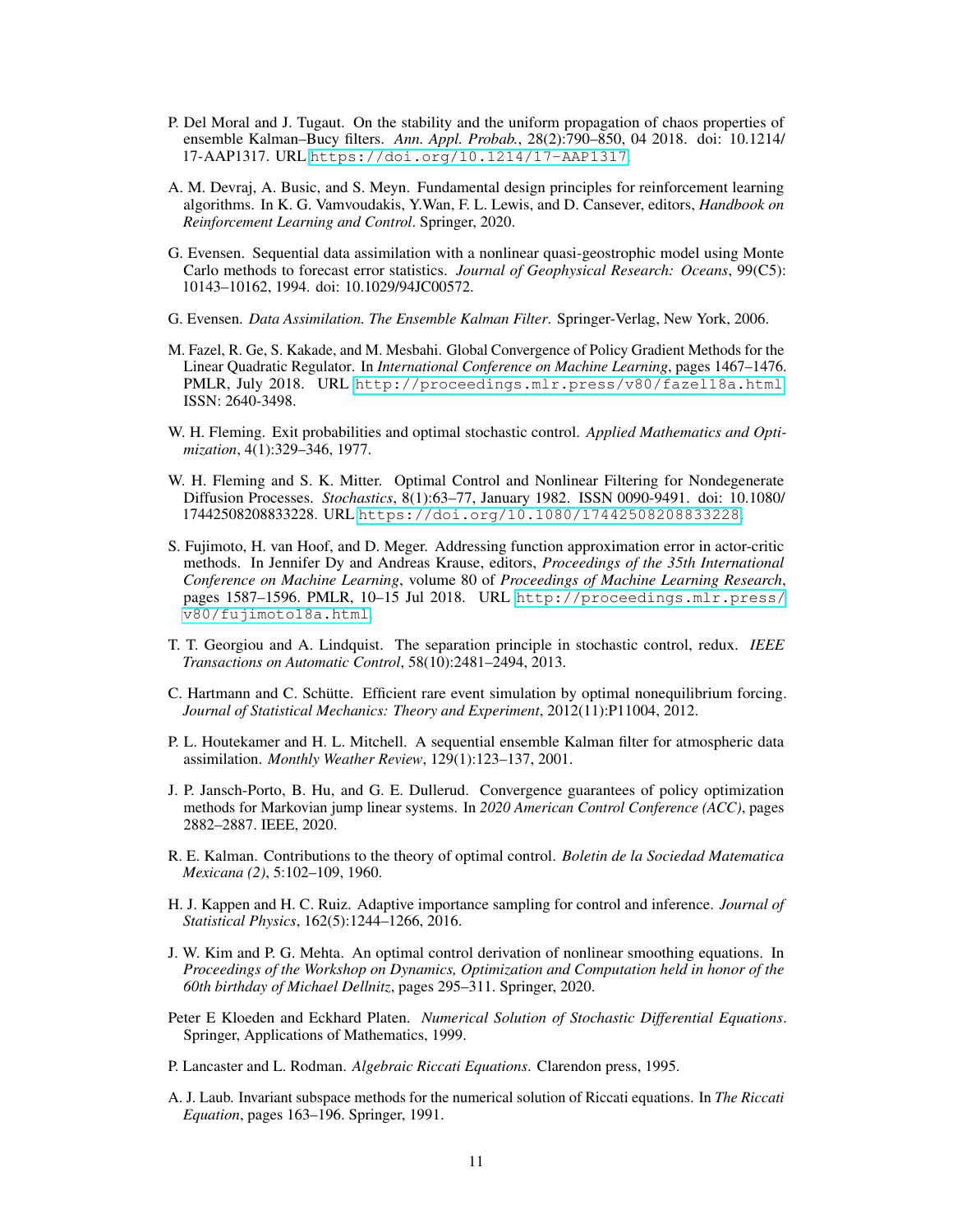P. Del Moral and J. Tugaut. On the stability and the uniform propagation of chaos properties of ensemble Kalman–Bucy filters. *Ann. Appl. Probab.*, 28(2):790–850, 04 2018. doi: 10.1214/17-AAP1317. URL https://doi.org/10.1214/17-AAP1317.

A. M. Devraj, A. Busic, and S. Meyn. Fundamental design principles for reinforcement learning algorithms. In K. G. Vamvoudakis, Y.Wan, F. L. Lewis, and D. Cansever, editors, *Handbook on Reinforcement Learning and Control*. Springer, 2020.

G. Evensen. Sequential data assimilation with a nonlinear quasi-geostrophic model using Monte Carlo methods to forecast error statistics. *Journal of Geophysical Research: Oceans*, 99(C5): 10143–10162, 1994. doi: 10.1029/94JC00572.

G. Evensen. *Data Assimilation. The Ensemble Kalman Filter*. Springer-Verlag, New York, 2006.

M. Fazel, R. Ge, S. Kakade, and M. Mesbahi. Global Convergence of Policy Gradient Methods for the Linear Quadratic Regulator. In *International Conference on Machine Learning*, pages 1467–1476. PMLR, July 2018. URL http://proceedings.mlr.press/v80/fazel18a.html. ISSN: 2640-3498.

W. H. Fleming. Exit probabilities and optimal stochastic control. *Applied Mathematics and Optimization*, 4(1):329–346, 1977.

W. H. Fleming and S. K. Mitter. Optimal Control and Nonlinear Filtering for Nondegenerate Diffusion Processes. *Stochastics*, 8(1):63–77, January 1982. ISSN 0090-9491. doi: 10.1080/17442508208833228. URL https://doi.org/10.1080/17442508208833228.

S. Fujimoto, H. van Hoof, and D. Meger. Addressing function approximation error in actor-critic methods. In Jennifer Dy and Andreas Krause, editors, *Proceedings of the 35th International Conference on Machine Learning*, volume 80 of *Proceedings of Machine Learning Research*, pages 1587–1596. PMLR, 10–15 Jul 2018. URL http://proceedings.mlr.press/v80/fujimoto18a.html.

T. T. Georgiou and A. Lindquist. The separation principle in stochastic control, redux. *IEEE Transactions on Automatic Control*, 58(10):2481–2494, 2013.

C. Hartmann and C. Schütte. Efficient rare event simulation by optimal nonequilibrium forcing. *Journal of Statistical Mechanics: Theory and Experiment*, 2012(11):P11004, 2012.

P. L. Houtekamer and H. L. Mitchell. A sequential ensemble Kalman filter for atmospheric data assimilation. *Monthly Weather Review*, 129(1):123–137, 2001.

J. P. Jansch-Porto, B. Hu, and G. E. Dullerud. Convergence guarantees of policy optimization methods for Markovian jump linear systems. In *2020 American Control Conference (ACC)*, pages 2882–2887. IEEE, 2020.

R. E. Kalman. Contributions to the theory of optimal control. *Boletin de la Sociedad Matematica Mexicana (2)*, 5:102–109, 1960.

H. J. Kappen and H. C. Ruiz. Adaptive importance sampling for control and inference. *Journal of Statistical Physics*, 162(5):1244–1266, 2016.

J. W. Kim and P. G. Mehta. An optimal control derivation of nonlinear smoothing equations. In *Proceedings of the Workshop on Dynamics, Optimization and Computation held in honor of the 60th birthday of Michael Dellnitz*, pages 295–311. Springer, 2020.

Peter E Kloeden and Eckhard Platen. *Numerical Solution of Stochastic Differential Equations*. Springer, Applications of Mathematics, 1999.

P. Lancaster and L. Rodman. *Algebraic Riccati Equations*. Clarendon press, 1995.

A. J. Laub. Invariant subspace methods for the numerical solution of Riccati equations. In *The Riccati Equation*, pages 163–196. Springer, 1991.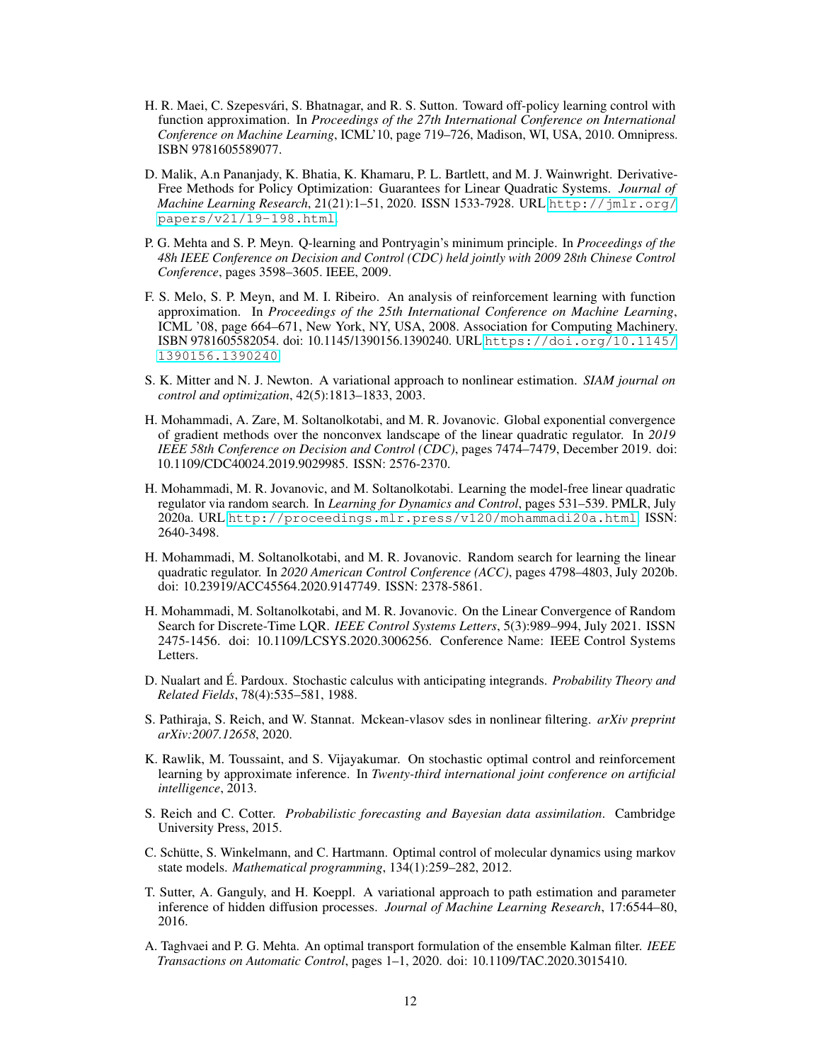H. R. Maei, C. Szepesvári, S. Bhatnagar, and R. S. Sutton. Toward off-policy learning control with function approximation. In *Proceedings of the 27th International Conference on International Conference on Machine Learning*, ICML'10, page 719–726, Madison, WI, USA, 2010. Omnipress. ISBN 9781605589077.

D. Malik, A.n Pananjady, K. Bhatia, K. Khamaru, P. L. Bartlett, and M. J. Wainwright. Derivative-Free Methods for Policy Optimization: Guarantees for Linear Quadratic Systems. *Journal of Machine Learning Research*, 21(21):1–51, 2020. ISSN 1533-7928. URL http://jmlr.org/papers/v21/19-198.html.

P. G. Mehta and S. P. Meyn. Q-learning and Pontryagin's minimum principle. In *Proceedings of the 48h IEEE Conference on Decision and Control (CDC) held jointly with 2009 28th Chinese Control Conference*, pages 3598–3605. IEEE, 2009.

F. S. Melo, S. P. Meyn, and M. I. Ribeiro. An analysis of reinforcement learning with function approximation. In *Proceedings of the 25th International Conference on Machine Learning*, ICML '08, page 664–671, New York, NY, USA, 2008. Association for Computing Machinery. ISBN 9781605582054. doi: 10.1145/1390156.1390240. URL https://doi.org/10.1145/1390156.1390240.

S. K. Mitter and N. J. Newton. A variational approach to nonlinear estimation. *SIAM journal on control and optimization*, 42(5):1813–1833, 2003.

H. Mohammadi, A. Zare, M. Soltanolkotabi, and M. R. Jovanovic. Global exponential convergence of gradient methods over the nonconvex landscape of the linear quadratic regulator. In *2019 IEEE 58th Conference on Decision and Control (CDC)*, pages 7474–7479, December 2019. doi: 10.1109/CDC40024.2019.9029985. ISSN: 2576-2370.

H. Mohammadi, M. R. Jovanovic, and M. Soltanolkotabi. Learning the model-free linear quadratic regulator via random search. In *Learning for Dynamics and Control*, pages 531–539. PMLR, July 2020a. URL http://proceedings.mlr.press/v120/mohammadi20a.html. ISSN: 2640-3498.

H. Mohammadi, M. Soltanolkotabi, and M. R. Jovanovic. Random search for learning the linear quadratic regulator. In *2020 American Control Conference (ACC)*, pages 4798–4803, July 2020b. doi: 10.23919/ACC45564.2020.9147749. ISSN: 2378-5861.

H. Mohammadi, M. Soltanolkotabi, and M. R. Jovanovic. On the Linear Convergence of Random Search for Discrete-Time LQR. *IEEE Control Systems Letters*, 5(3):989–994, July 2021. ISSN 2475-1456. doi: 10.1109/LCSYS.2020.3006256. Conference Name: IEEE Control Systems Letters.

D. Nualart and É. Pardoux. Stochastic calculus with anticipating integrands. *Probability Theory and Related Fields*, 78(4):535–581, 1988.

S. Pathiraja, S. Reich, and W. Stannat. Mckean-vlasov sdes in nonlinear filtering. *arXiv preprint arXiv:2007.12658*, 2020.

K. Rawlik, M. Toussaint, and S. Vijayakumar. On stochastic optimal control and reinforcement learning by approximate inference. In *Twenty-third international joint conference on artificial intelligence*, 2013.

S. Reich and C. Cotter. *Probabilistic forecasting and Bayesian data assimilation*. Cambridge University Press, 2015.

C. Schütte, S. Winkelmann, and C. Hartmann. Optimal control of molecular dynamics using markov state models. *Mathematical programming*, 134(1):259–282, 2012.

T. Sutter, A. Ganguly, and H. Koeppl. A variational approach to path estimation and parameter inference of hidden diffusion processes. *Journal of Machine Learning Research*, 17:6544–80, 2016.

A. Taghvaei and P. G. Mehta. An optimal transport formulation of the ensemble Kalman filter. *IEEE Transactions on Automatic Control*, pages 1–1, 2020. doi: 10.1109/TAC.2020.3015410.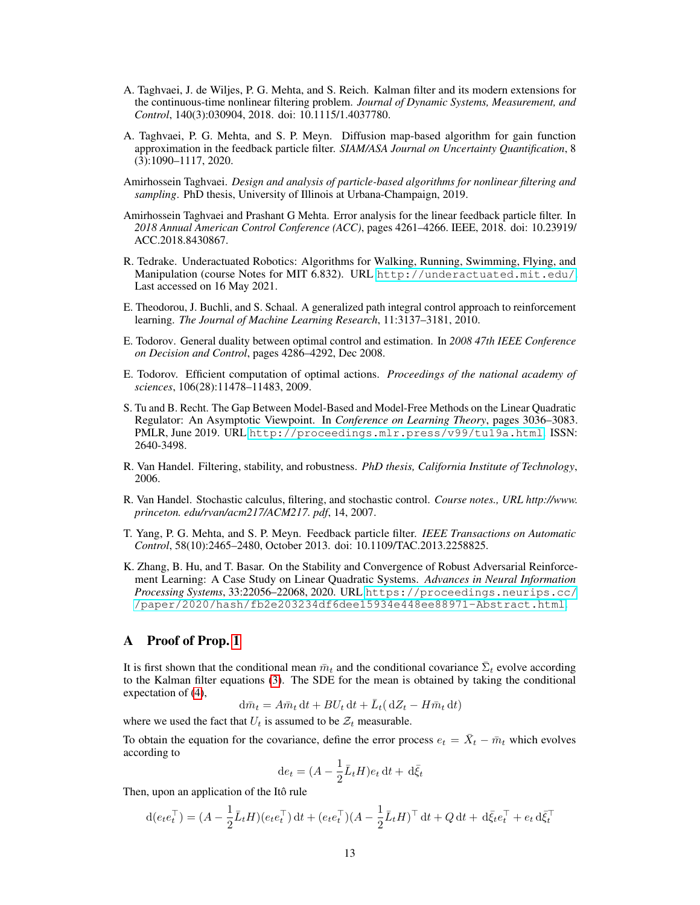A. Taghvaei, J. de Wiljes, P. G. Mehta, and S. Reich. Kalman filter and its modern extensions for the continuous-time nonlinear filtering problem. *Journal of Dynamic Systems, Measurement, and Control*, 140(3):030904, 2018. doi: 10.1115/1.4037780.

A. Taghvaei, P. G. Mehta, and S. P. Meyn. Diffusion map-based algorithm for gain function approximation in the feedback particle filter. *SIAM/ASA Journal on Uncertainty Quantification*, 8 (3):1090–1117, 2020.

Amirhossein Taghvaei. *Design and analysis of particle-based algorithms for nonlinear filtering and sampling*. PhD thesis, University of Illinois at Urbana-Champaign, 2019.

Amirhossein Taghvaei and Prashant G Mehta. Error analysis for the linear feedback particle filter. In *2018 Annual American Control Conference (ACC)*, pages 4261–4266. IEEE, 2018. doi: 10.23919/ACC.2018.8430867.

R. Tedrake. Underactuated Robotics: Algorithms for Walking, Running, Swimming, Flying, and Manipulation (course Notes for MIT 6.832). URL http://underactuated.mit.edu/. Last accessed on 16 May 2021.

E. Theodorou, J. Buchli, and S. Schaal. A generalized path integral control approach to reinforcement learning. *The Journal of Machine Learning Research*, 11:3137–3181, 2010.

E. Todorov. General duality between optimal control and estimation. In *2008 47th IEEE Conference on Decision and Control*, pages 4286–4292, Dec 2008.

E. Todorov. Efficient computation of optimal actions. *Proceedings of the national academy of sciences*, 106(28):11478–11483, 2009.

S. Tu and B. Recht. The Gap Between Model-Based and Model-Free Methods on the Linear Quadratic Regulator: An Asymptotic Viewpoint. In *Conference on Learning Theory*, pages 3036–3083. PMLR, June 2019. URL http://proceedings.mlr.press/v99/tu19a.html. ISSN: 2640-3498.

R. Van Handel. Filtering, stability, and robustness. *PhD thesis, California Institute of Technology*, 2006.

R. Van Handel. Stochastic calculus, filtering, and stochastic control. *Course notes., URL http://www.princeton.edu/rvan/acm217/ACM217.pdf*, 14, 2007.

T. Yang, P. G. Mehta, and S. P. Meyn. Feedback particle filter. *IEEE Transactions on Automatic Control*, 58(10):2465–2480, October 2013. doi: 10.1109/TAC.2013.2258825.

K. Zhang, B. Hu, and T. Basar. On the Stability and Convergence of Robust Adversarial Reinforcement Learning: A Case Study on Linear Quadratic Systems. *Advances in Neural Information Processing Systems*, 33:22056–22068, 2020. URL https://proceedings.neurips.cc//paper/2020/hash/fb2e203234df6dee15934e448ee88971-Abstract.html.

# A Proof of Prop. 1

It is first shown that the conditional mean $\bar{m}_t$ and the conditional covariance $\bar{\Sigma}_t$ evolve according to the Kalman filter equations (3). The SDE for the mean is obtained by taking the conditional expectation of (4),

$$\mathrm{d}\bar{m}_t = A\bar{m}_t\,\mathrm{d}t + BU_t\,\mathrm{d}t + \bar{L}_t(\,\mathrm{d}Z_t - H\bar{m}_t\,\mathrm{d}t)$$

where we used the fact that $U_t$ is assumed to be $\mathcal{Z}_t$ measurable.

To obtain the equation for the covariance, define the error process $e_t = \bar{X}_t - \bar{m}_t$ which evolves according to

$$\mathrm{d}e_t = (A - \frac{1}{2}\bar{L}_t H)e_t\,\mathrm{d}t + \,\mathrm{d}\bar{\xi}_t$$

Then, upon an application of the Itô rule

$$\mathrm{d}(e_t e_t^\top) = (A - \frac{1}{2}\bar{L}_t H)(e_t e_t^\top)\,\mathrm{d}t + (e_t e_t^\top)(A - \frac{1}{2}\bar{L}_t H)^\top\,\mathrm{d}t + Q\,\mathrm{d}t + \,\mathrm{d}\bar{\xi}_t e_t^\top + e_t\,\mathrm{d}\bar{\xi}_t^\top$$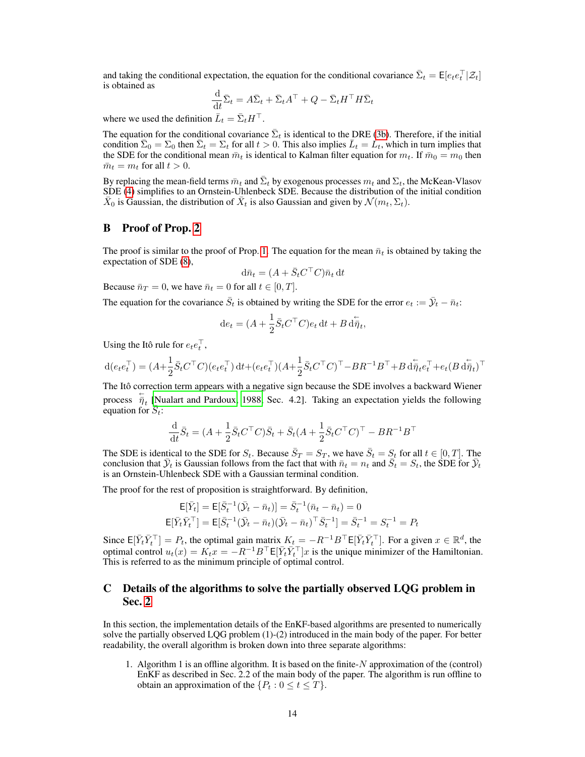and taking the conditional expectation, the equation for the conditional covariance $\bar{\Sigma}_t = \mathsf{E}[e_t e_t^\top | \mathcal{Z}_t]$ is obtained as

$$\frac{\mathrm{d}}{\mathrm{d}t}\bar{\Sigma}_t = A\bar{\Sigma}_t + \bar{\Sigma}_t A^\top + Q - \bar{\Sigma}_t H^\top H \bar{\Sigma}_t$$

where we used the definition $\bar{L}_t = \bar{\Sigma}_t H^\top$.

The equation for the conditional covariance $\bar{\Sigma}_t$ is identical to the DRE (3b). Therefore, if the initial condition $\bar{\Sigma}_0 = \Sigma_0$ then $\bar{\Sigma}_t = \Sigma_t$ for all $t > 0$. This also implies $\bar{L}_t = L_t$, which in turn implies that the SDE for the conditional mean $\bar{m}_t$ is identical to Kalman filter equation for $m_t$. If $\bar{m}_0 = m_0$ then $\bar{m}_t = m_t$ for all $t > 0$.

By replacing the mean-field terms $\bar{m}_t$ and $\bar{\Sigma}_t$ by exogenous processes $m_t$ and $\Sigma_t$, the McKean-Vlasov SDE (4) simplifies to an Ornstein-Uhlenbeck SDE. Because the distribution of the initial condition $\bar{X}_0$ is Gaussian, the distribution of $\bar{X}_t$ is also Gaussian and given by $\mathcal{N}(m_t, \Sigma_t)$.

# B Proof of Prop. 2

The proof is similar to the proof of Prop. 1. The equation for the mean $\bar{n}_t$ is obtained by taking the expectation of SDE (8),

$$\mathrm{d}\bar{n}_t = (A + \bar{S}_t C^\top C)\bar{n}_t \,\mathrm{d}t$$

Because $\bar{n}_T = 0$, we have $\bar{n}_t = 0$ for all $t \in [0, T]$.

The equation for the covariance $\bar{S}_t$ is obtained by writing the SDE for the error $e_t := \bar{\mathcal{Y}}_t - \bar{n}_t$:

$$\mathrm{d}e_t = (A + \frac{1}{2}\bar{S}_t C^\top C)e_t \,\mathrm{d}t + B\,\mathrm{d}\overleftarrow{\eta}_t,$$

Using the Itô rule for $e_t e_t^\top$,

$$\mathrm{d}(e_t e_t^\top) = (A+\frac{1}{2}\bar{S}_t C^\top C)(e_t e_t^\top)\,\mathrm{d}t + (e_t e_t^\top)(A+\frac{1}{2}\bar{S}_t C^\top C)^\top - BR^{-1}B^\top + B\,\mathrm{d}\overleftarrow{\eta}_t e_t^\top + e_t(B\,\mathrm{d}\overleftarrow{\eta}_t)^\top$$

The Itô correction term appears with a negative sign because the SDE involves a backward Wiener process $\overleftarrow{\eta}_t$ [Nualart and Pardoux, 1988, Sec. 4.2]. Taking an expectation yields the following equation for $\bar{S}_t$:

$$\frac{\mathrm{d}}{\mathrm{d}t}\bar{S}_t = (A + \frac{1}{2}\bar{S}_t C^\top C)\bar{S}_t + \bar{S}_t(A + \frac{1}{2}\bar{S}_t C^\top C)^\top - BR^{-1}B^\top$$

The SDE is identical to the SDE for $S_t$. Because $\bar{S}_T = S_T$, we have $\bar{S}_t = S_t$ for all $t \in [0, T]$. The conclusion that $\bar{\mathcal{Y}}_t$ is Gaussian follows from the fact that with $\bar{n}_t = n_t$ and $\bar{S}_t = S_t$, the SDE for $\bar{\mathcal{Y}}_t$ is an Ornstein-Uhlenbeck SDE with a Gaussian terminal condition.

The proof for the rest of proposition is straightforward. By definition,

$$\mathsf{E}[\bar{Y}_t] = \mathsf{E}[\bar{S}_t^{-1}(\bar{\mathcal{Y}}_t - \bar{n}_t)] = \bar{S}_t^{-1}(\bar{n}_t - \bar{n}_t) = 0$$
$$\mathsf{E}[\bar{Y}_t \bar{Y}_t^\top] = \mathsf{E}[\bar{S}_t^{-1}(\bar{\mathcal{Y}}_t - \bar{n}_t)(\bar{\mathcal{Y}}_t - \bar{n}_t)^\top \bar{S}_t^{-1}] = \bar{S}_t^{-1} = S_t^{-1} = P_t$$

Since $\mathsf{E}[\bar{Y}_t \bar{Y}_t^\top] = P_t$, the optimal gain matrix $K_t = -R^{-1}B^\top \mathsf{E}[\bar{Y}_t \bar{Y}_t^\top]$. For a given $x \in \mathbb{R}^d$, the optimal control $u_t(x) = K_t x = -R^{-1}B^\top \mathsf{E}[\bar{Y}_t \bar{Y}_t^\top]x$ is the unique minimizer of the Hamiltonian. This is referred to as the minimum principle of optimal control.

# C Details of the algorithms to solve the partially observed LQG problem in Sec. 2

In this section, the implementation details of the EnKF-based algorithms are presented to numerically solve the partially observed LQG problem (1)-(2) introduced in the main body of the paper. For better readability, the overall algorithm is broken down into three separate algorithms:

1. Algorithm 1 is an offline algorithm. It is based on the finite-$N$ approximation of the (control) EnKF as described in Sec. 2.2 of the main body of the paper. The algorithm is run offline to obtain an approximation of the $\{P_t : 0 \le t \le T\}$.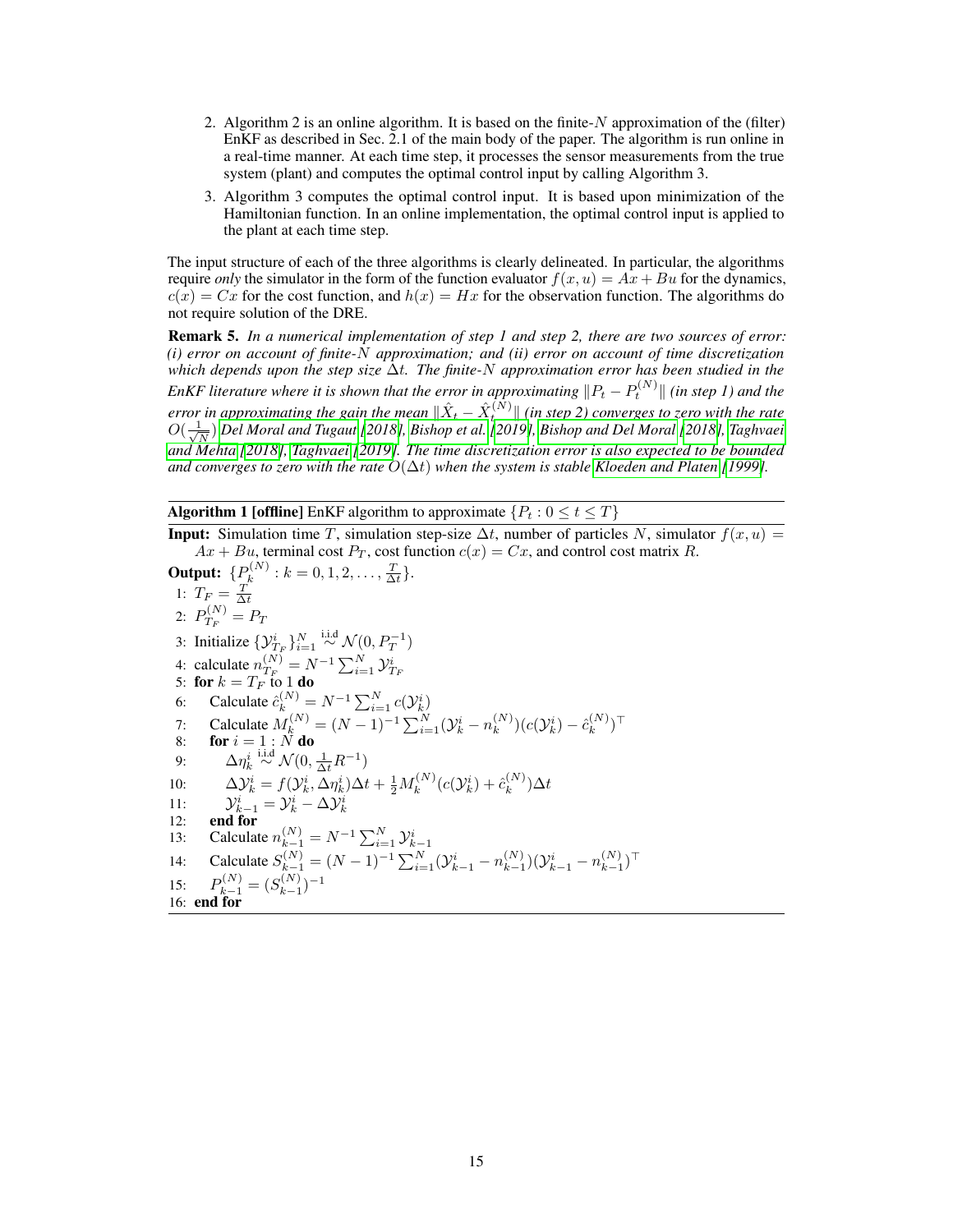2. Algorithm 2 is an online algorithm. It is based on the finite-$N$ approximation of the (filter) EnKF as described in Sec. 2.1 of the main body of the paper. The algorithm is run online in a real-time manner. At each time step, it processes the sensor measurements from the true system (plant) and computes the optimal control input by calling Algorithm 3.
3. Algorithm 3 computes the optimal control input. It is based upon minimization of the Hamiltonian function. In an online implementation, the optimal control input is applied to the plant at each time step.

The input structure of each of the three algorithms is clearly delineated. In particular, the algorithms require *only* the simulator in the form of the function evaluator $f(x, u) = Ax + Bu$ for the dynamics, $c(x) = Cx$ for the cost function, and $h(x) = Hx$ for the observation function. The algorithms do not require solution of the DRE.

**Remark 5.** *In a numerical implementation of step 1 and step 2, there are two sources of error: (i) error on account of finite-$N$ approximation; and (ii) error on account of time discretization which depends upon the step size $\Delta t$. The finite-$N$ approximation error has been studied in the EnKF literature where it is shown that the error in approximating $\|P_t - P_t^{(N)}\|$ (in step 1) and the error in approximating the gain the mean $\|\hat{X}_t - \hat{X}_t^{(N)}\|$ (in step 2) converges to zero with the rate $O(\frac{1}{\sqrt{N}})$ Del Moral and Tugaut [2018], Bishop et al. [2019], Bishop and Del Moral [2018], Taghvaei and Mehta [2018], Taghvaei [2019]. The time discretization error is also expected to be bounded and converges to zero with the rate $O(\Delta t)$ when the system is stable Kloeden and Platen [1999].*

---

**Algorithm 1 [offline]** EnKF algorithm to approximate $\{P_t : 0 \le t \le T\}$

**Input:** Simulation time $T$, simulation step-size $\Delta t$, number of particles $N$, simulator $f(x, u) = Ax + Bu$, terminal cost $P_T$, cost function $c(x) = Cx$, and control cost matrix $R$.

**Output:** $\{P_k^{(N)} : k = 0, 1, 2, \ldots, \frac{T}{\Delta t}\}$.

```
1:  T_F = T/Δt
2:  P_{T_F}^{(N)} = P_T
3:  Initialize {Y_{T_F}^i}_{i=1}^N ~i.i.d N(0, P_T^{-1})
4:  calculate n_{T_F}^{(N)} = N^{-1} Σ_{i=1}^N Y_{T_F}^i
5:  for k = T_F to 1 do
6:      Calculate ĉ_k^{(N)} = N^{-1} Σ_{i=1}^N c(Y_k^i)
7:      Calculate M_k^{(N)} = (N-1)^{-1} Σ_{i=1}^N (Y_k^i - n_k^{(N)})(c(Y_k^i) - ĉ_k^{(N)})^T
8:      for i = 1 : N do
9:          Δη_k^i ~i.i.d N(0, (1/Δt) R^{-1})
10:         ΔY_k^i = f(Y_k^i, Δη_k^i)Δt + (1/2) M_k^{(N)} (c(Y_k^i) + ĉ_k^{(N)})Δt
11:         Y_{k-1}^i = Y_k^i - ΔY_k^i
12:     end for
13:     Calculate n_{k-1}^{(N)} = N^{-1} Σ_{i=1}^N Y_{k-1}^i
14:     Calculate S_{k-1}^{(N)} = (N-1)^{-1} Σ_{i=1}^N (Y_{k-1}^i - n_{k-1}^{(N)})(Y_{k-1}^i - n_{k-1}^{(N)})^T
15:     P_{k-1}^{(N)} = (S_{k-1}^{(N)})^{-1}
16: end for
```

In mathematical notation:

1: $T_F = \frac{T}{\Delta t}$
2: $P_{T_F}^{(N)} = P_T$
3: Initialize $\{\mathcal{Y}_{T_F}^i\}_{i=1}^N \overset{\text{i.i.d}}{\sim} \mathcal{N}(0, P_T^{-1})$
4: calculate $n_{T_F}^{(N)} = N^{-1} \sum_{i=1}^N \mathcal{Y}_{T_F}^i$
5: **for** $k = T_F$ to 1 **do**
6: Calculate $\hat{c}_k^{(N)} = N^{-1} \sum_{i=1}^N c(\mathcal{Y}_k^i)$
7: Calculate $M_k^{(N)} = (N-1)^{-1} \sum_{i=1}^N (\mathcal{Y}_k^i - n_k^{(N)})(c(\mathcal{Y}_k^i) - \hat{c}_k^{(N)})^\top$
8: **for** $i = 1 : N$ **do**
9: $\Delta \eta_k^i \overset{\text{i.i.d}}{\sim} \mathcal{N}(0, \frac{1}{\Delta t} R^{-1})$
10: $\Delta \mathcal{Y}_k^i = f(\mathcal{Y}_k^i, \Delta \eta_k^i)\Delta t + \frac{1}{2} M_k^{(N)} (c(\mathcal{Y}_k^i) + \hat{c}_k^{(N)})\Delta t$
11: $\mathcal{Y}_{k-1}^i = \mathcal{Y}_k^i - \Delta \mathcal{Y}_k^i$
12: **end for**
13: Calculate $n_{k-1}^{(N)} = N^{-1} \sum_{i=1}^N \mathcal{Y}_{k-1}^i$
14: Calculate $S_{k-1}^{(N)} = (N-1)^{-1} \sum_{i=1}^N (\mathcal{Y}_{k-1}^i - n_{k-1}^{(N)})(\mathcal{Y}_{k-1}^i - n_{k-1}^{(N)})^\top$
15: $P_{k-1}^{(N)} = (S_{k-1}^{(N)})^{-1}$
16: **end for**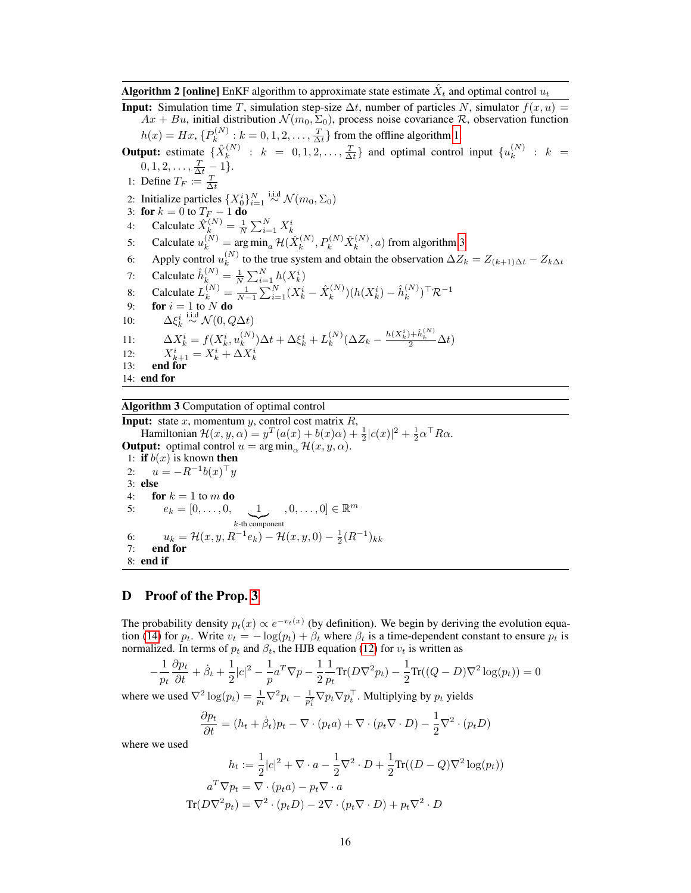**Algorithm 2 [online]** EnKF algorithm to approximate state estimate $\hat{X}_t$ and optimal control $u_t$

**Input:** Simulation time $T$, simulation step-size $\Delta t$, number of particles $N$, simulator $f(x,u) = Ax + Bu$, initial distribution $\mathcal{N}(m_0, \Sigma_0)$, process noise covariance $\mathcal{R}$, observation function $h(x) = Hx$, $\{P_k^{(N)} : k = 0, 1, 2, \ldots, \frac{T}{\Delta t}\}$ from the offline algorithm 1

**Output:** estimate $\{\hat{X}_k^{(N)} : k = 0, 1, 2, \ldots, \frac{T}{\Delta t}\}$ and optimal control input $\{u_k^{(N)} : k = 0, 1, 2, \ldots, \frac{T}{\Delta t} - 1\}$.

```
1: Define T_F := T/Δt
2: Initialize particles {X_0^i}_{i=1}^N ~i.i.d N(m_0, Σ_0)
3: for k = 0 to T_F − 1 do
4:     Calculate X̂_k^(N) = (1/N) Σ_{i=1}^N X_k^i
5:     Calculate u_k^(N) = arg min_a H(X̂_k^(N), P_k^(N) X̂_k^(N), a) from algorithm 3
6:     Apply control u_k^(N) to the true system and obtain the observation ΔZ_k = Z_{(k+1)Δt} − Z_{kΔt}
7:     Calculate ĥ_k^(N) = (1/N) Σ_{i=1}^N h(X_k^i)
8:     Calculate L_k^(N) = (1/(N−1)) Σ_{i=1}^N (X_k^i − X̂_k^(N))(h(X_k^i) − ĥ_k^(N))^T R^{-1}
9:     for i = 1 to N do
10:        Δξ_k^i ~i.i.d N(0, QΔt)
11:        ΔX_k^i = f(X_k^i, u_k^(N))Δt + Δξ_k^i + L_k^(N)(ΔZ_k − ((h(X_k^i) + ĥ_k^(N))/2) Δt)
12:        X_{k+1}^i = X_k^i + ΔX_k^i
13:    end for
14: end for
```

**Algorithm 3** Computation of optimal control

**Input:** state $x$, momentum $y$, control cost matrix $R$,
Hamiltonian $\mathcal{H}(x,y,\alpha) = y^T(a(x) + b(x)\alpha) + \frac{1}{2}|c(x)|^2 + \frac{1}{2}\alpha^\top R\alpha$.

**Output:** optimal control $u = \arg\min_\alpha \mathcal{H}(x,y,\alpha)$.

```
1: if b(x) is known then
2:     u = −R^{-1} b(x)^T y
3: else
4:     for k = 1 to m do
5:         e_k = [0, ..., 0, 1 (k-th component), 0, ..., 0] ∈ R^m
6:         u_k = H(x, y, R^{-1} e_k) − H(x, y, 0) − (1/2)(R^{-1})_{kk}
7:     end for
8: end if
```

## D Proof of the Prop. 3

The probability density $p_t(x) \propto e^{-v_t(x)}$ (by definition). We begin by deriving the evolution equation (14) for $p_t$. Write $v_t = -\log(p_t) + \beta_t$ where $\beta_t$ is a time-dependent constant to ensure $p_t$ is normalized. In terms of $p_t$ and $\beta_t$, the HJB equation (12) for $v_t$ is written as

$$-\frac{1}{p_t}\frac{\partial p_t}{\partial t} + \dot{\beta}_t + \frac{1}{2}|c|^2 - \frac{1}{p}a^T\nabla p - \frac{1}{2}\frac{1}{p_t}\text{Tr}(D\nabla^2 p_t) - \frac{1}{2}\text{Tr}((Q-D)\nabla^2\log(p_t)) = 0$$

where we used $\nabla^2\log(p_t) = \frac{1}{p_t}\nabla^2 p_t - \frac{1}{p_t^2}\nabla p_t \nabla p_t^\top$. Multiplying by $p_t$ yields

$$\frac{\partial p_t}{\partial t} = (h_t + \dot{\beta}_t)p_t - \nabla\cdot(p_t a) + \nabla\cdot(p_t\nabla\cdot D) - \frac{1}{2}\nabla^2\cdot(p_t D)$$

where we used

$$h_t := \frac{1}{2}|c|^2 + \nabla\cdot a - \frac{1}{2}\nabla^2\cdot D + \frac{1}{2}\text{Tr}((D-Q)\nabla^2\log(p_t))$$

$$a^T\nabla p_t = \nabla\cdot(p_t a) - p_t\nabla\cdot a$$

$$\text{Tr}(D\nabla^2 p_t) = \nabla^2\cdot(p_t D) - 2\nabla\cdot(p_t\nabla\cdot D) + p_t\nabla^2\cdot D$$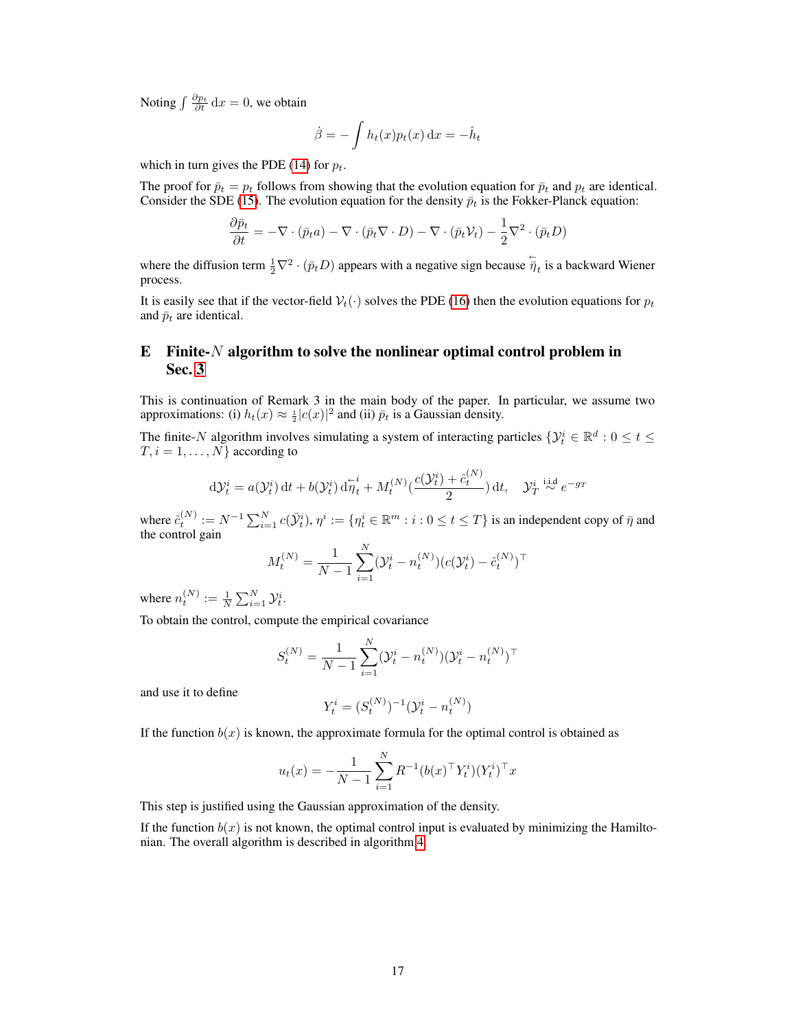Noting $\int \frac{\partial p_t}{\partial t}\,\mathrm{d}x = 0$, we obtain

$$\dot{\beta} = -\int h_t(x) p_t(x)\,\mathrm{d}x = -\hat{h}_t$$

which in turn gives the PDE (14) for $p_t$.

The proof for $\bar{p}_t = p_t$ follows from showing that the evolution equation for $\bar{p}_t$ and $p_t$ are identical. Consider the SDE (15). The evolution equation for the density $\bar{p}_t$ is the Fokker-Planck equation:

$$\frac{\partial \bar{p}_t}{\partial t} = -\nabla \cdot (\bar{p}_t a) - \nabla \cdot (\bar{p}_t \nabla \cdot D) - \nabla \cdot (\bar{p}_t \mathcal{V}_t) - \frac{1}{2}\nabla^2 \cdot (\bar{p}_t D)$$

where the diffusion term $\frac{1}{2}\nabla^2 \cdot (\bar{p}_t D)$ appears with a negative sign because $\overleftarrow{\bar{\eta}}_t$ is a backward Wiener process.

It is easily see that if the vector-field $\mathcal{V}_t(\cdot)$ solves the PDE (16) then the evolution equations for $p_t$ and $\bar{p}_t$ are identical.

# E Finite-$N$ algorithm to solve the nonlinear optimal control problem in Sec. 3

This is continuation of Remark 3 in the main body of the paper. In particular, we assume two approximations: (i) $h_t(x) \approx \frac{1}{2}|c(x)|^2$ and (ii) $\bar{p}_t$ is a Gaussian density.

The finite-$N$ algorithm involves simulating a system of interacting particles $\{\mathcal{Y}_t^i \in \mathbb{R}^d : 0 \le t \le T, i = 1, \ldots, N\}$ according to

$$\mathrm{d}\mathcal{Y}_t^i = a(\mathcal{Y}_t^i)\,\mathrm{d}t + b(\mathcal{Y}_t^i)\,\mathrm{d}\overleftarrow{\eta}_t^i + M_t^{(N)}\Big(\frac{c(\mathcal{Y}_t^i) + \hat{c}_t^{(N)}}{2}\Big)\,\mathrm{d}t, \quad \mathcal{Y}_T^i \overset{\text{i.i.d}}{\sim} e^{-g_T}$$

where $\hat{c}_t^{(N)} := N^{-1}\sum_{i=1}^N c(\bar{\mathcal{Y}}_t^i)$, $\eta^i := \{\eta_t^i \in \mathbb{R}^m : i : 0 \le t \le T\}$ is an independent copy of $\bar{\eta}$ and the control gain

$$M_t^{(N)} = \frac{1}{N-1}\sum_{i=1}^N (\mathcal{Y}_t^i - n_t^{(N)})(c(\mathcal{Y}_t^i) - \hat{c}_t^{(N)})^\top$$

where $n_t^{(N)} := \frac{1}{N}\sum_{i=1}^N \mathcal{Y}_t^i$.

To obtain the control, compute the empirical covariance

$$S_t^{(N)} = \frac{1}{N-1}\sum_{i=1}^N (\mathcal{Y}_t^i - n_t^{(N)})(\mathcal{Y}_t^i - n_t^{(N)})^\top$$

and use it to define

$$Y_t^i = (S_t^{(N)})^{-1}(\mathcal{Y}_t^i - n_t^{(N)})$$

If the function $b(x)$ is known, the approximate formula for the optimal control is obtained as

$$u_t(x) = -\frac{1}{N-1}\sum_{i=1}^N R^{-1}(b(x)^\top Y_t^i)(Y_t^i)^\top x$$

This step is justified using the Gaussian approximation of the density.

If the function $b(x)$ is not known, the optimal control input is evaluated by minimizing the Hamiltonian. The overall algorithm is described in algorithm 4.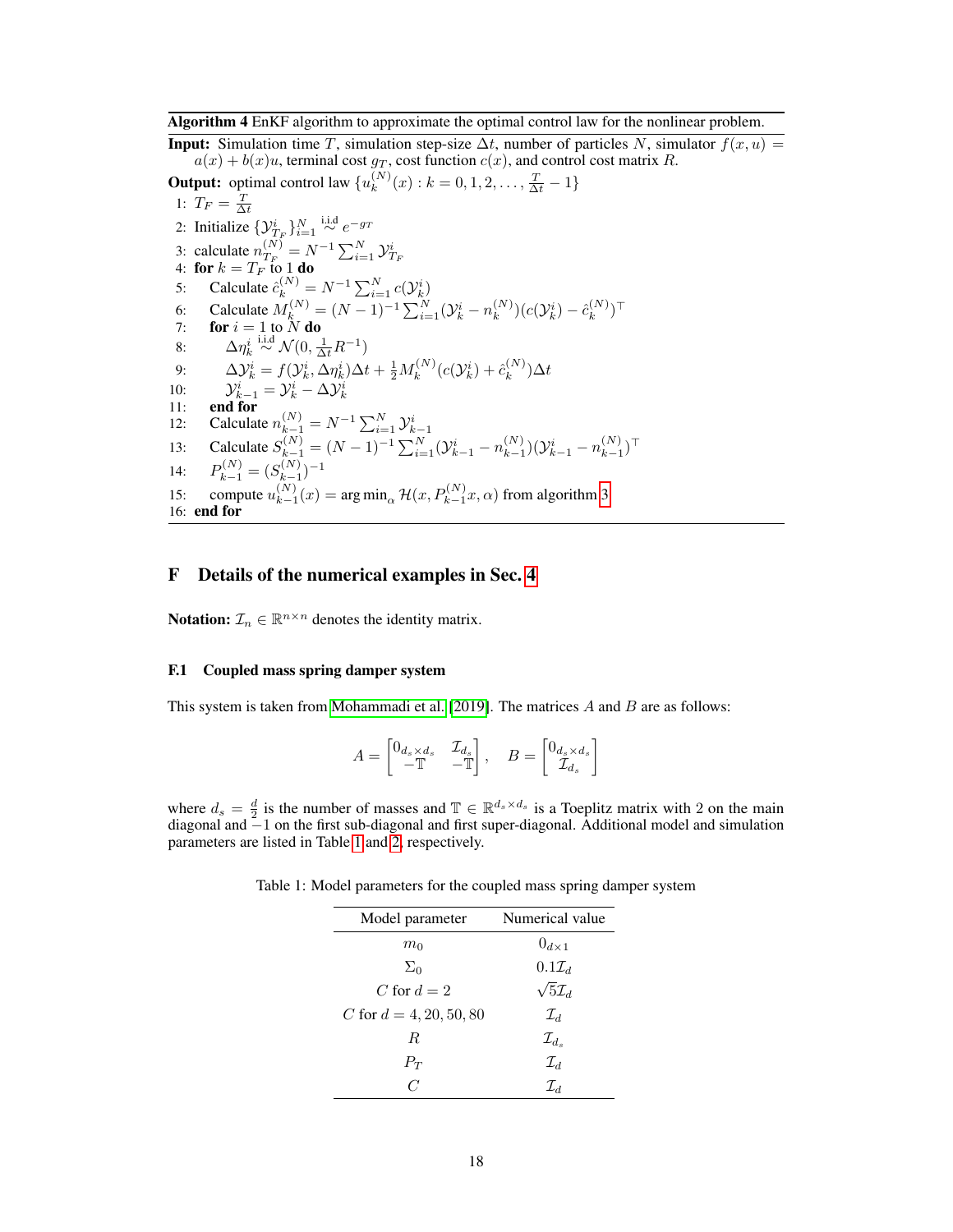**Algorithm 4** EnKF algorithm to approximate the optimal control law for the nonlinear problem.

**Input:** Simulation time $T$, simulation step-size $\Delta t$, number of particles $N$, simulator $f(x,u) = a(x) + b(x)u$, terminal cost $g_T$, cost function $c(x)$, and control cost matrix $R$.

**Output:** optimal control law $\{u_k^{(N)}(x) : k = 0, 1, 2, \ldots, \frac{T}{\Delta t} - 1\}$

1: $T_F = \frac{T}{\Delta t}$
2: Initialize $\{\mathcal{Y}_{T_F}^i\}_{i=1}^N \overset{\text{i.i.d}}{\sim} e^{-g_T}$
3: calculate $n_{T_F}^{(N)} = N^{-1} \sum_{i=1}^N \mathcal{Y}_{T_F}^i$
4: **for** $k = T_F$ to 1 **do**
5: Calculate $\hat{c}_k^{(N)} = N^{-1} \sum_{i=1}^N c(\mathcal{Y}_k^i)$
6: Calculate $M_k^{(N)} = (N-1)^{-1} \sum_{i=1}^N (\mathcal{Y}_k^i - n_k^{(N)})(c(\mathcal{Y}_k^i) - \hat{c}_k^{(N)})^\top$
7: **for** $i = 1$ to $N$ **do**
8: $\Delta \eta_k^i \overset{\text{i.i.d}}{\sim} \mathcal{N}(0, \frac{1}{\Delta t} R^{-1})$
9: $\Delta \mathcal{Y}_k^i = f(\mathcal{Y}_k^i, \Delta \eta_k^i) \Delta t + \frac{1}{2} M_k^{(N)} (c(\mathcal{Y}_k^i) + \hat{c}_k^{(N)}) \Delta t$
10: $\mathcal{Y}_{k-1}^i = \mathcal{Y}_k^i - \Delta \mathcal{Y}_k^i$
11: **end for**
12: Calculate $n_{k-1}^{(N)} = N^{-1} \sum_{i=1}^N \mathcal{Y}_{k-1}^i$
13: Calculate $S_{k-1}^{(N)} = (N-1)^{-1} \sum_{i=1}^N (\mathcal{Y}_{k-1}^i - n_{k-1}^{(N)})(\mathcal{Y}_{k-1}^i - n_{k-1}^{(N)})^\top$
14: $P_{k-1}^{(N)} = (S_{k-1}^{(N)})^{-1}$
15: compute $u_{k-1}^{(N)}(x) = \arg\min_\alpha \mathcal{H}(x, P_{k-1}^{(N)} x, \alpha)$ from algorithm 3
16: **end for**

# F Details of the numerical examples in Sec. 4

**Notation:** $\mathcal{I}_n \in \mathbb{R}^{n \times n}$ denotes the identity matrix.

## F.1 Coupled mass spring damper system

This system is taken from Mohammadi et al. [2019]. The matrices $A$ and $B$ are as follows:

$$A = \begin{bmatrix} 0_{d_s \times d_s} & \mathcal{I}_{d_s} \\ -\mathbb{T} & -\mathbb{T} \end{bmatrix}, \quad B = \begin{bmatrix} 0_{d_s \times d_s} \\ \mathcal{I}_{d_s} \end{bmatrix}$$

where $d_s = \frac{d}{2}$ is the number of masses and $\mathbb{T} \in \mathbb{R}^{d_s \times d_s}$ is a Toeplitz matrix with 2 on the main diagonal and $-1$ on the first sub-diagonal and first super-diagonal. Additional model and simulation parameters are listed in Table 1 and 2, respectively.

Table 1: Model parameters for the coupled mass spring damper system

| Model parameter | Numerical value |
|---|---|
| $m_0$ | $0_{d \times 1}$ |
| $\Sigma_0$ | $0.1\mathcal{I}_d$ |
| $C$ for $d = 2$ | $\sqrt{5}\mathcal{I}_d$ |
| $C$ for $d = 4, 20, 50, 80$ | $\mathcal{I}_d$ |
| $R$ | $\mathcal{I}_{d_s}$ |
| $P_T$ | $\mathcal{I}_d$ |
| $C$ | $\mathcal{I}_d$ |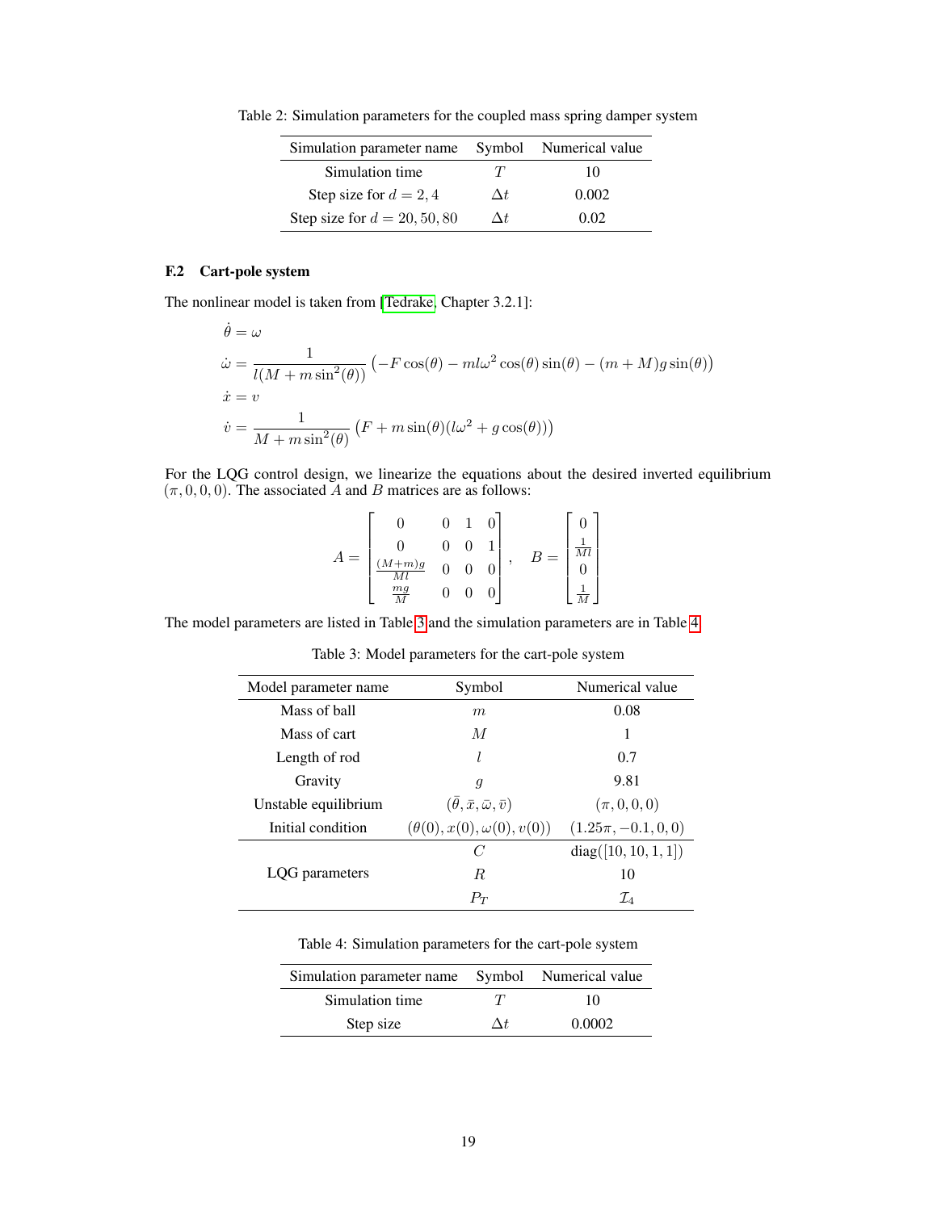Table 2: Simulation parameters for the coupled mass spring damper system

| Simulation parameter name | Symbol | Numerical value |
|---|---|---|
| Simulation time | $T$ | 10 |
| Step size for $d = 2, 4$ | $\Delta t$ | 0.002 |
| Step size for $d = 20, 50, 80$ | $\Delta t$ | 0.02 |

### F.2 Cart-pole system

The nonlinear model is taken from [Tedrake, Chapter 3.2.1]:

$$
\begin{aligned}
\dot{\theta} &= \omega \\
\dot{\omega} &= \frac{1}{l(M + m\sin^2(\theta))}\left(-F\cos(\theta) - ml\omega^2\cos(\theta)\sin(\theta) - (m+M)g\sin(\theta)\right) \\
\dot{x} &= v \\
\dot{v} &= \frac{1}{M + m\sin^2(\theta)}\left(F + m\sin(\theta)(l\omega^2 + g\cos(\theta))\right)
\end{aligned}
$$

For the LQG control design, we linearize the equations about the desired inverted equilibrium $(\pi, 0, 0, 0)$. The associated $A$ and $B$ matrices are as follows:

$$
A = \begin{bmatrix} 0 & 0 & 1 & 0 \\ 0 & 0 & 0 & 1 \\ \frac{(M+m)g}{Ml} & 0 & 0 & 0 \\ \frac{mg}{M} & 0 & 0 & 0 \end{bmatrix}, \quad B = \begin{bmatrix} 0 \\ \frac{1}{Ml} \\ 0 \\ \frac{1}{M} \end{bmatrix}
$$

The model parameters are listed in Table 3 and the simulation parameters are in Table 4.

Table 3: Model parameters for the cart-pole system

| Model parameter name | Symbol | Numerical value |
|---|---|---|
| Mass of ball | $m$ | 0.08 |
| Mass of cart | $M$ | 1 |
| Length of rod | $l$ | 0.7 |
| Gravity | $g$ | 9.81 |
| Unstable equilibrium | $(\bar{\theta}, \bar{x}, \bar{\omega}, \bar{v})$ | $(\pi, 0, 0, 0)$ |
| Initial condition | $(\theta(0), x(0), \omega(0), v(0))$ | $(1.25\pi, -0.1, 0, 0)$ |
| LQG parameters | $C$ | $\text{diag}([10, 10, 1, 1])$ |
| | $R$ | 10 |
| | $P_T$ | $\mathcal{I}_4$ |

Table 4: Simulation parameters for the cart-pole system

| Simulation parameter name | Symbol | Numerical value |
|---|---|---|
| Simulation time | $T$ | 10 |
| Step size | $\Delta t$ | 0.0002 |